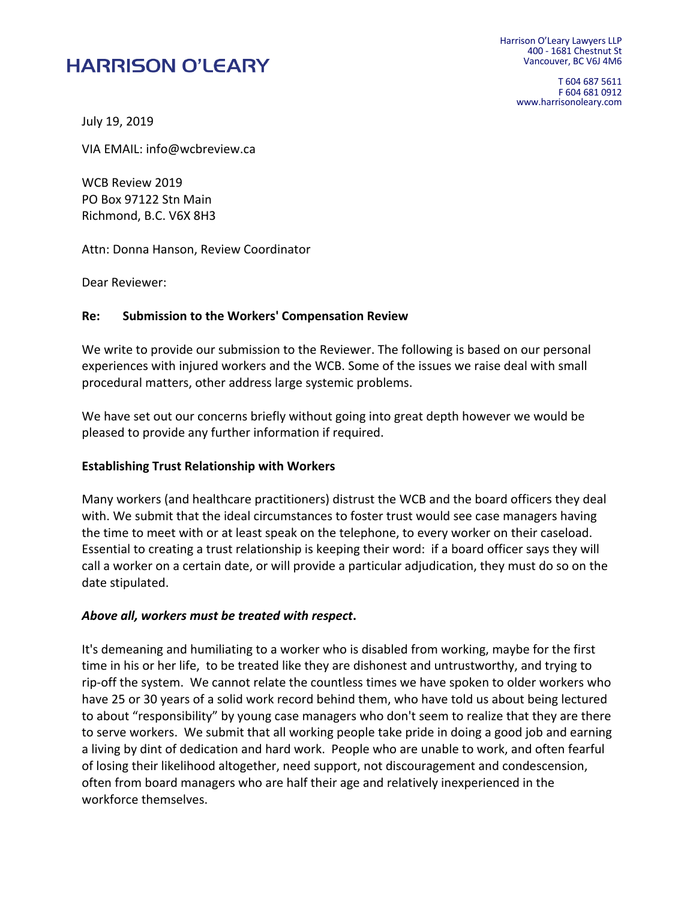HARRISON O'LEARY

Harrison O'Leary Lawyers LLP
400 - 1681 Chestnut St
Vancouver, BC V6J 4M6

T 604 687 5611
F 604 681 0912
www.harrisonoleary.com

July 19, 2019

VIA EMAIL: info@wcbreview.ca

WCB Review 2019
PO Box 97122 Stn Main
Richmond, B.C. V6X 8H3

Attn: Donna Hanson, Review Coordinator

Dear Reviewer:

**Re: Submission to the Workers' Compensation Review**

We write to provide our submission to the Reviewer. The following is based on our personal experiences with injured workers and the WCB. Some of the issues we raise deal with small procedural matters, other address large systemic problems.

We have set out our concerns briefly without going into great depth however we would be pleased to provide any further information if required.

**Establishing Trust Relationship with Workers**

Many workers (and healthcare practitioners) distrust the WCB and the board officers they deal with. We submit that the ideal circumstances to foster trust would see case managers having the time to meet with or at least speak on the telephone, to every worker on their caseload. Essential to creating a trust relationship is keeping their word: if a board officer says they will call a worker on a certain date, or will provide a particular adjudication, they must do so on the date stipulated.

***Above all, workers must be treated with respect*.**

It's demeaning and humiliating to a worker who is disabled from working, maybe for the first time in his or her life, to be treated like they are dishonest and untrustworthy, and trying to rip-off the system. We cannot relate the countless times we have spoken to older workers who have 25 or 30 years of a solid work record behind them, who have told us about being lectured to about "responsibility" by young case managers who don't seem to realize that they are there to serve workers. We submit that all working people take pride in doing a good job and earning a living by dint of dedication and hard work. People who are unable to work, and often fearful of losing their likelihood altogether, need support, not discouragement and condescension, often from board managers who are half their age and relatively inexperienced in the workforce themselves.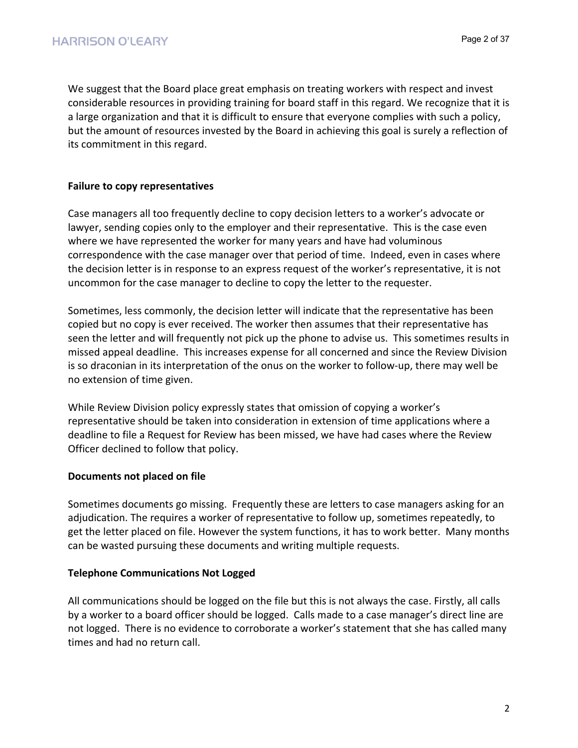We suggest that the Board place great emphasis on treating workers with respect and invest considerable resources in providing training for board staff in this regard. We recognize that it is a large organization and that it is difficult to ensure that everyone complies with such a policy, but the amount of resources invested by the Board in achieving this goal is surely a reflection of its commitment in this regard.

**Failure to copy representatives**

Case managers all too frequently decline to copy decision letters to a worker's advocate or lawyer, sending copies only to the employer and their representative. This is the case even where we have represented the worker for many years and have had voluminous correspondence with the case manager over that period of time. Indeed, even in cases where the decision letter is in response to an express request of the worker's representative, it is not uncommon for the case manager to decline to copy the letter to the requester.

Sometimes, less commonly, the decision letter will indicate that the representative has been copied but no copy is ever received. The worker then assumes that their representative has seen the letter and will frequently not pick up the phone to advise us. This sometimes results in missed appeal deadline. This increases expense for all concerned and since the Review Division is so draconian in its interpretation of the onus on the worker to follow-up, there may well be no extension of time given.

While Review Division policy expressly states that omission of copying a worker's representative should be taken into consideration in extension of time applications where a deadline to file a Request for Review has been missed, we have had cases where the Review Officer declined to follow that policy.

**Documents not placed on file**

Sometimes documents go missing. Frequently these are letters to case managers asking for an adjudication. The requires a worker of representative to follow up, sometimes repeatedly, to get the letter placed on file. However the system functions, it has to work better. Many months can be wasted pursuing these documents and writing multiple requests.

**Telephone Communications Not Logged**

All communications should be logged on the file but this is not always the case. Firstly, all calls by a worker to a board officer should be logged. Calls made to a case manager's direct line are not logged. There is no evidence to corroborate a worker's statement that she has called many times and had no return call.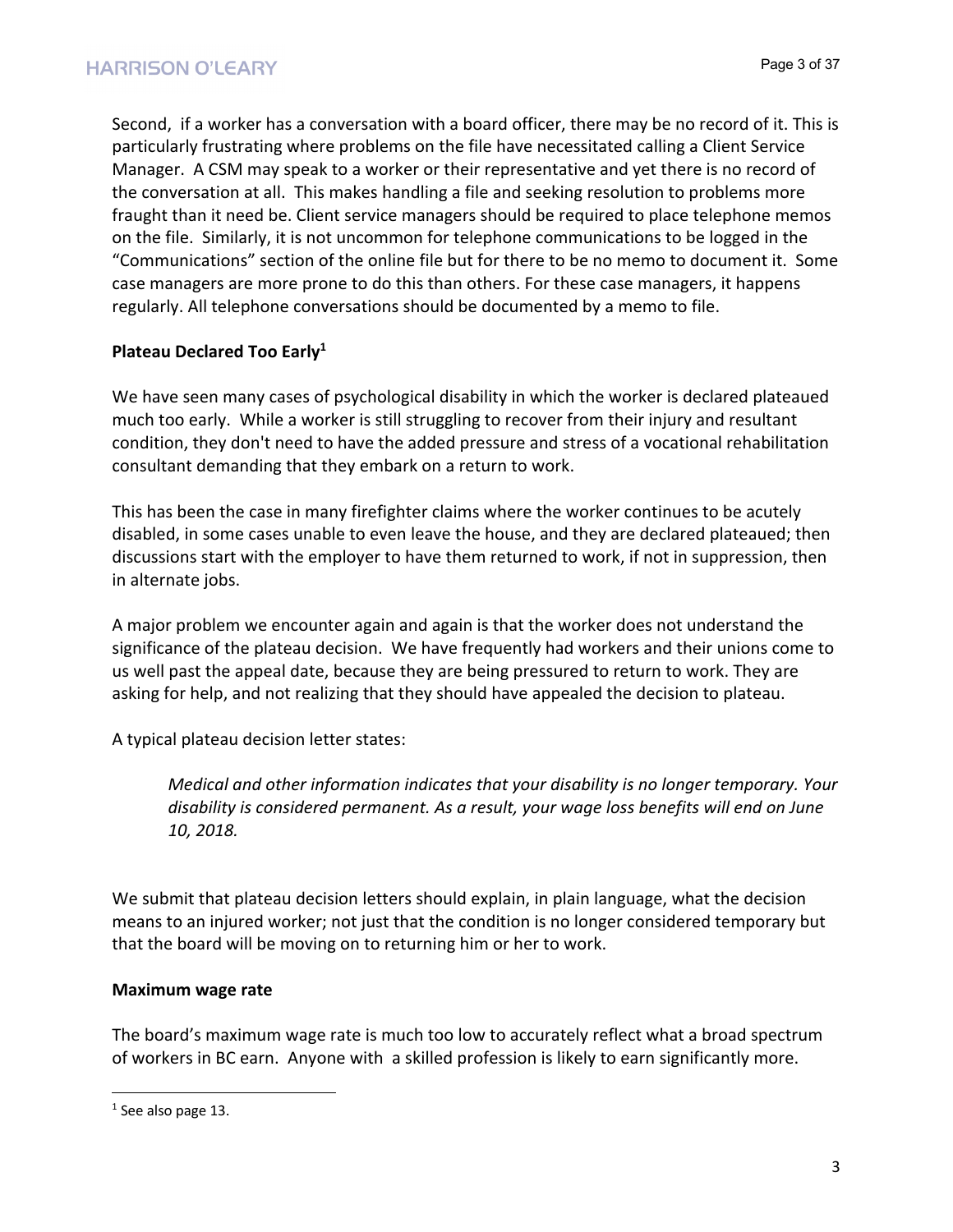Second, if a worker has a conversation with a board officer, there may be no record of it. This is particularly frustrating where problems on the file have necessitated calling a Client Service Manager. A CSM may speak to a worker or their representative and yet there is no record of the conversation at all. This makes handling a file and seeking resolution to problems more fraught than it need be. Client service managers should be required to place telephone memos on the file. Similarly, it is not uncommon for telephone communications to be logged in the "Communications" section of the online file but for there to be no memo to document it. Some case managers are more prone to do this than others. For these case managers, it happens regularly. All telephone conversations should be documented by a memo to file.

**Plateau Declared Too Early**[1]

We have seen many cases of psychological disability in which the worker is declared plateaued much too early. While a worker is still struggling to recover from their injury and resultant condition, they don't need to have the added pressure and stress of a vocational rehabilitation consultant demanding that they embark on a return to work.

This has been the case in many firefighter claims where the worker continues to be acutely disabled, in some cases unable to even leave the house, and they are declared plateaued; then discussions start with the employer to have them returned to work, if not in suppression, then in alternate jobs.

A major problem we encounter again and again is that the worker does not understand the significance of the plateau decision. We have frequently had workers and their unions come to us well past the appeal date, because they are being pressured to return to work. They are asking for help, and not realizing that they should have appealed the decision to plateau.

A typical plateau decision letter states:

> *Medical and other information indicates that your disability is no longer temporary. Your disability is considered permanent. As a result, your wage loss benefits will end on June 10, 2018.*

We submit that plateau decision letters should explain, in plain language, what the decision means to an injured worker; not just that the condition is no longer considered temporary but that the board will be moving on to returning him or her to work.

**Maximum wage rate**

The board's maximum wage rate is much too low to accurately reflect what a broad spectrum of workers in BC earn. Anyone with a skilled profession is likely to earn significantly more.

---

[1] See also page 13.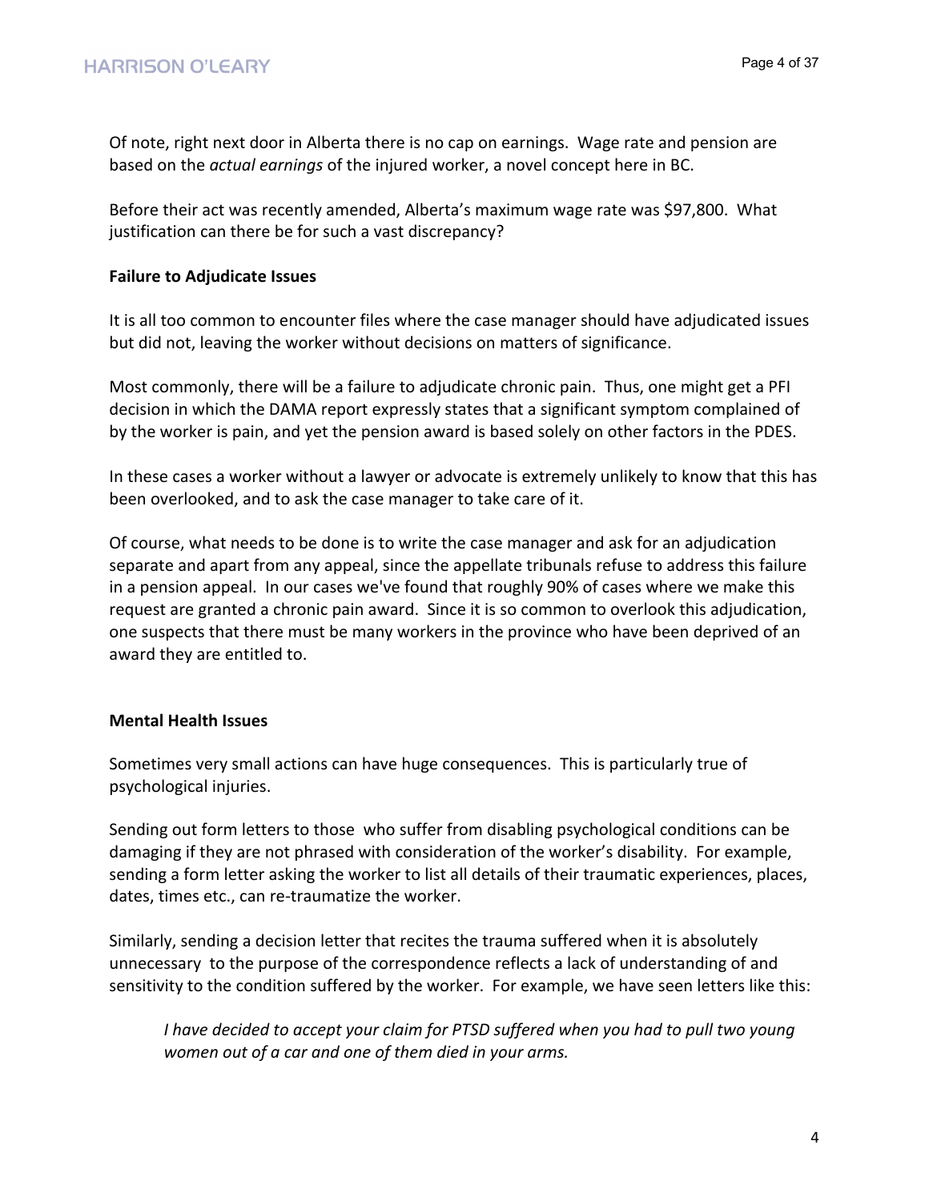Of note, right next door in Alberta there is no cap on earnings. Wage rate and pension are based on the *actual earnings* of the injured worker, a novel concept here in BC.

Before their act was recently amended, Alberta's maximum wage rate was $97,800. What justification can there be for such a vast discrepancy?

**Failure to Adjudicate Issues**

It is all too common to encounter files where the case manager should have adjudicated issues but did not, leaving the worker without decisions on matters of significance.

Most commonly, there will be a failure to adjudicate chronic pain. Thus, one might get a PFI decision in which the DAMA report expressly states that a significant symptom complained of by the worker is pain, and yet the pension award is based solely on other factors in the PDES.

In these cases a worker without a lawyer or advocate is extremely unlikely to know that this has been overlooked, and to ask the case manager to take care of it.

Of course, what needs to be done is to write the case manager and ask for an adjudication separate and apart from any appeal, since the appellate tribunals refuse to address this failure in a pension appeal. In our cases we've found that roughly 90% of cases where we make this request are granted a chronic pain award. Since it is so common to overlook this adjudication, one suspects that there must be many workers in the province who have been deprived of an award they are entitled to.

**Mental Health Issues**

Sometimes very small actions can have huge consequences. This is particularly true of psychological injuries.

Sending out form letters to those who suffer from disabling psychological conditions can be damaging if they are not phrased with consideration of the worker's disability. For example, sending a form letter asking the worker to list all details of their traumatic experiences, places, dates, times etc., can re-traumatize the worker.

Similarly, sending a decision letter that recites the trauma suffered when it is absolutely unnecessary to the purpose of the correspondence reflects a lack of understanding of and sensitivity to the condition suffered by the worker. For example, we have seen letters like this:

> *I have decided to accept your claim for PTSD suffered when you had to pull two young women out of a car and one of them died in your arms.*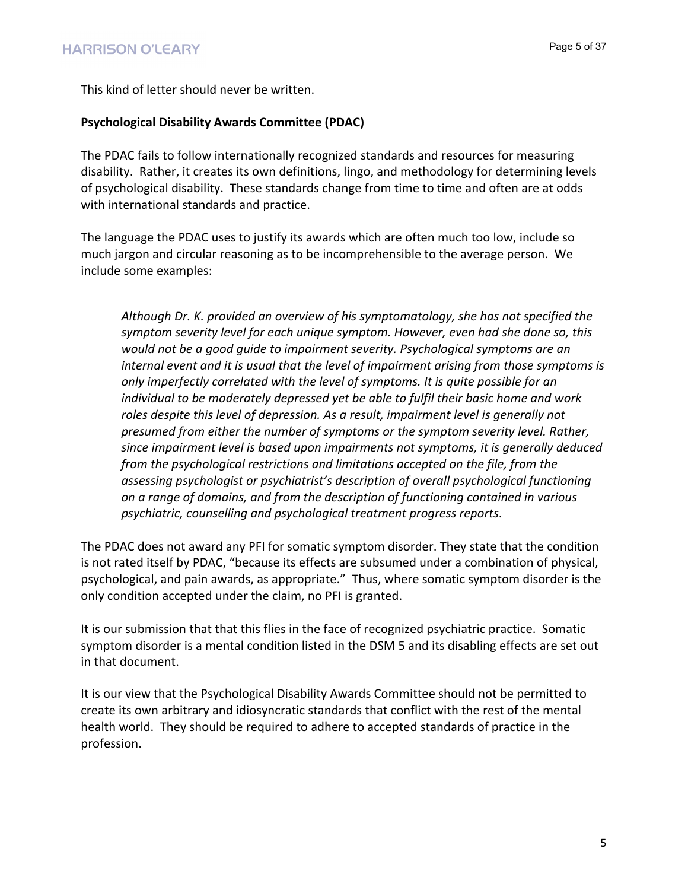This kind of letter should never be written.

**Psychological Disability Awards Committee (PDAC)**

The PDAC fails to follow internationally recognized standards and resources for measuring disability. Rather, it creates its own definitions, lingo, and methodology for determining levels of psychological disability. These standards change from time to time and often are at odds with international standards and practice.

The language the PDAC uses to justify its awards which are often much too low, include so much jargon and circular reasoning as to be incomprehensible to the average person. We include some examples:

> *Although Dr. K. provided an overview of his symptomatology, she has not specified the symptom severity level for each unique symptom. However, even had she done so, this would not be a good guide to impairment severity. Psychological symptoms are an internal event and it is usual that the level of impairment arising from those symptoms is only imperfectly correlated with the level of symptoms. It is quite possible for an individual to be moderately depressed yet be able to fulfil their basic home and work roles despite this level of depression. As a result, impairment level is generally not presumed from either the number of symptoms or the symptom severity level. Rather, since impairment level is based upon impairments not symptoms, it is generally deduced from the psychological restrictions and limitations accepted on the file, from the assessing psychologist or psychiatrist's description of overall psychological functioning on a range of domains, and from the description of functioning contained in various psychiatric, counselling and psychological treatment progress reports.*

The PDAC does not award any PFI for somatic symptom disorder. They state that the condition is not rated itself by PDAC, "because its effects are subsumed under a combination of physical, psychological, and pain awards, as appropriate." Thus, where somatic symptom disorder is the only condition accepted under the claim, no PFI is granted.

It is our submission that that this flies in the face of recognized psychiatric practice. Somatic symptom disorder is a mental condition listed in the DSM 5 and its disabling effects are set out in that document.

It is our view that the Psychological Disability Awards Committee should not be permitted to create its own arbitrary and idiosyncratic standards that conflict with the rest of the mental health world. They should be required to adhere to accepted standards of practice in the profession.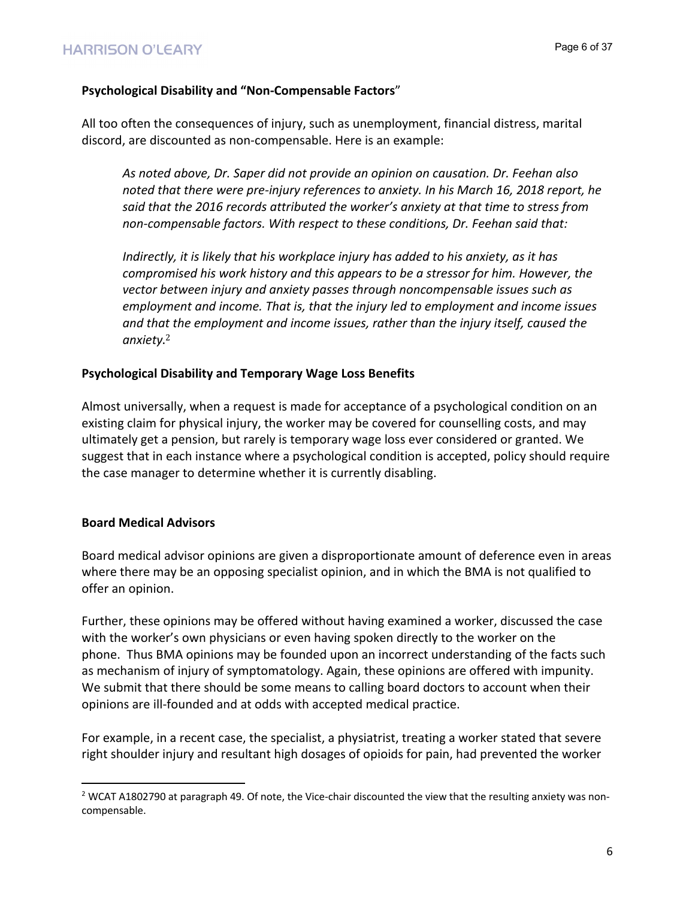**Psychological Disability and "Non-Compensable Factors"**

All too often the consequences of injury, such as unemployment, financial distress, marital discord, are discounted as non-compensable. Here is an example:

> *As noted above, Dr. Saper did not provide an opinion on causation. Dr. Feehan also noted that there were pre-injury references to anxiety. In his March 16, 2018 report, he said that the 2016 records attributed the worker's anxiety at that time to stress from non-compensable factors. With respect to these conditions, Dr. Feehan said that:*
>
> *Indirectly, it is likely that his workplace injury has added to his anxiety, as it has compromised his work history and this appears to be a stressor for him. However, the vector between injury and anxiety passes through noncompensable issues such as employment and income. That is, that the injury led to employment and income issues and that the employment and income issues, rather than the injury itself, caused the anxiety.*[2]

**Psychological Disability and Temporary Wage Loss Benefits**

Almost universally, when a request is made for acceptance of a psychological condition on an existing claim for physical injury, the worker may be covered for counselling costs, and may ultimately get a pension, but rarely is temporary wage loss ever considered or granted. We suggest that in each instance where a psychological condition is accepted, policy should require the case manager to determine whether it is currently disabling.

**Board Medical Advisors**

Board medical advisor opinions are given a disproportionate amount of deference even in areas where there may be an opposing specialist opinion, and in which the BMA is not qualified to offer an opinion.

Further, these opinions may be offered without having examined a worker, discussed the case with the worker's own physicians or even having spoken directly to the worker on the phone. Thus BMA opinions may be founded upon an incorrect understanding of the facts such as mechanism of injury of symptomatology. Again, these opinions are offered with impunity. We submit that there should be some means to calling board doctors to account when their opinions are ill-founded and at odds with accepted medical practice.

For example, in a recent case, the specialist, a physiatrist, treating a worker stated that severe right shoulder injury and resultant high dosages of opioids for pain, had prevented the worker

[2] WCAT A1802790 at paragraph 49. Of note, the Vice-chair discounted the view that the resulting anxiety was non-compensable.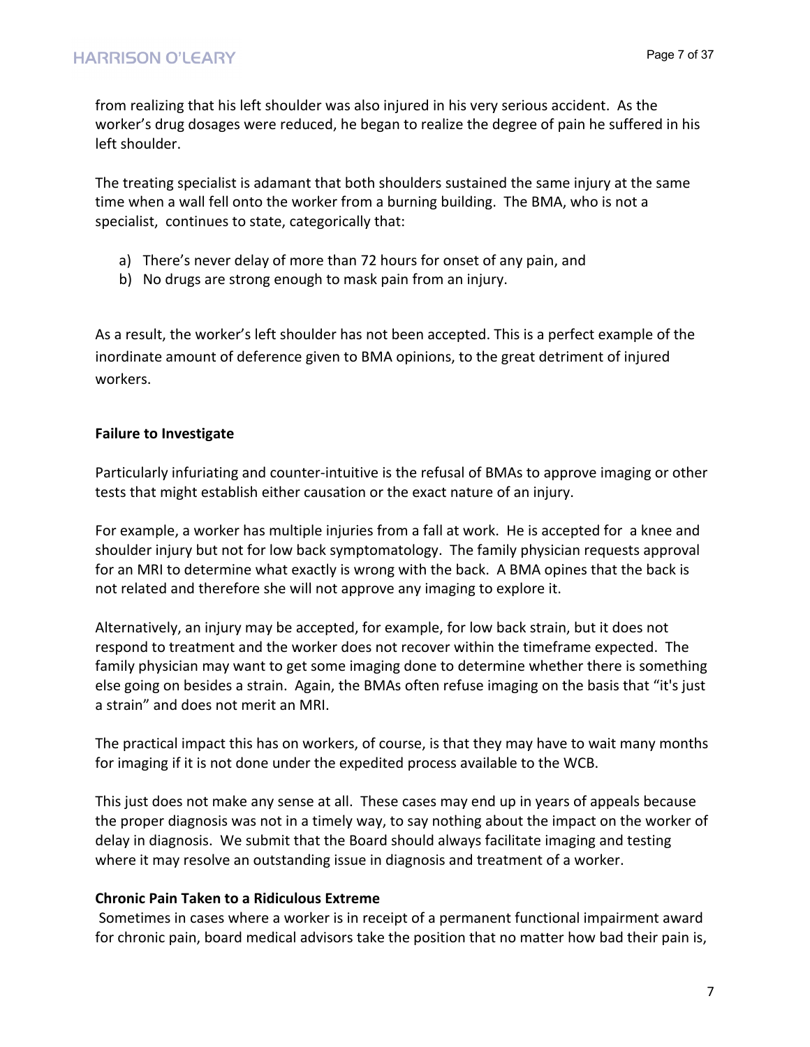from realizing that his left shoulder was also injured in his very serious accident. As the worker's drug dosages were reduced, he began to realize the degree of pain he suffered in his left shoulder.

The treating specialist is adamant that both shoulders sustained the same injury at the same time when a wall fell onto the worker from a burning building. The BMA, who is not a specialist, continues to state, categorically that:

a) There's never delay of more than 72 hours for onset of any pain, and
b) No drugs are strong enough to mask pain from an injury.

As a result, the worker's left shoulder has not been accepted. This is a perfect example of the inordinate amount of deference given to BMA opinions, to the great detriment of injured workers.

**Failure to Investigate**

Particularly infuriating and counter-intuitive is the refusal of BMAs to approve imaging or other tests that might establish either causation or the exact nature of an injury.

For example, a worker has multiple injuries from a fall at work. He is accepted for a knee and shoulder injury but not for low back symptomatology. The family physician requests approval for an MRI to determine what exactly is wrong with the back. A BMA opines that the back is not related and therefore she will not approve any imaging to explore it.

Alternatively, an injury may be accepted, for example, for low back strain, but it does not respond to treatment and the worker does not recover within the timeframe expected. The family physician may want to get some imaging done to determine whether there is something else going on besides a strain. Again, the BMAs often refuse imaging on the basis that "it's just a strain" and does not merit an MRI.

The practical impact this has on workers, of course, is that they may have to wait many months for imaging if it is not done under the expedited process available to the WCB.

This just does not make any sense at all. These cases may end up in years of appeals because the proper diagnosis was not in a timely way, to say nothing about the impact on the worker of delay in diagnosis. We submit that the Board should always facilitate imaging and testing where it may resolve an outstanding issue in diagnosis and treatment of a worker.

**Chronic Pain Taken to a Ridiculous Extreme**

Sometimes in cases where a worker is in receipt of a permanent functional impairment award for chronic pain, board medical advisors take the position that no matter how bad their pain is,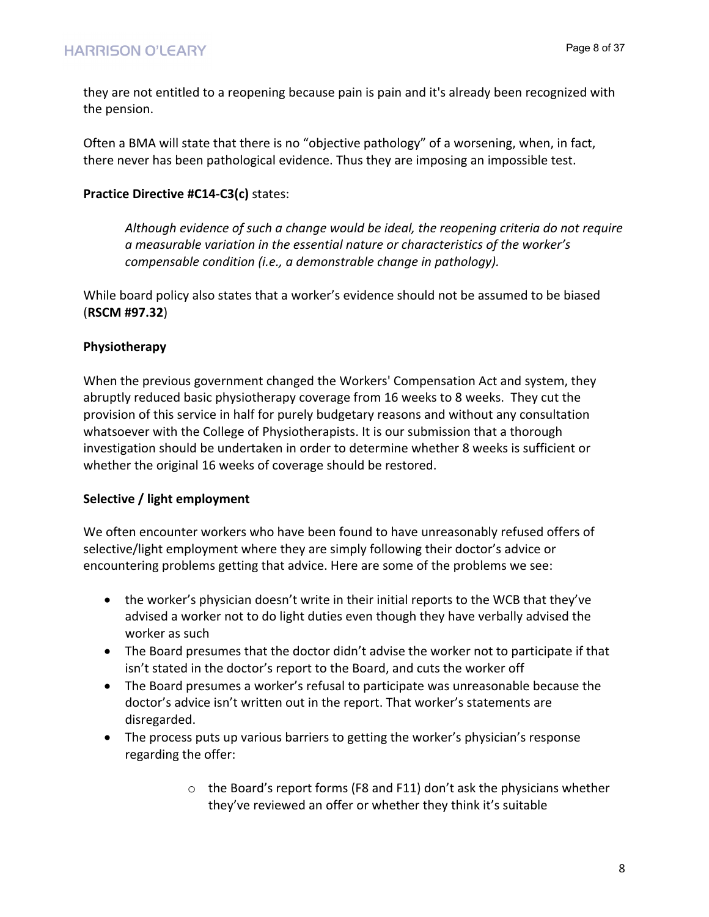they are not entitled to a reopening because pain is pain and it's already been recognized with the pension.

Often a BMA will state that there is no "objective pathology" of a worsening, when, in fact, there never has been pathological evidence. Thus they are imposing an impossible test.

**Practice Directive #C14-C3(c)** states:

> *Although evidence of such a change would be ideal, the reopening criteria do not require a measurable variation in the essential nature or characteristics of the worker's compensable condition (i.e., a demonstrable change in pathology).*

While board policy also states that a worker's evidence should not be assumed to be biased (**RSCM #97.32**)

**Physiotherapy**

When the previous government changed the Workers' Compensation Act and system, they abruptly reduced basic physiotherapy coverage from 16 weeks to 8 weeks. They cut the provision of this service in half for purely budgetary reasons and without any consultation whatsoever with the College of Physiotherapists. It is our submission that a thorough investigation should be undertaken in order to determine whether 8 weeks is sufficient or whether the original 16 weeks of coverage should be restored.

**Selective / light employment**

We often encounter workers who have been found to have unreasonably refused offers of selective/light employment where they are simply following their doctor's advice or encountering problems getting that advice. Here are some of the problems we see:

- the worker's physician doesn't write in their initial reports to the WCB that they've advised a worker not to do light duties even though they have verbally advised the worker as such
- The Board presumes that the doctor didn't advise the worker not to participate if that isn't stated in the doctor's report to the Board, and cuts the worker off
- The Board presumes a worker's refusal to participate was unreasonable because the doctor's advice isn't written out in the report. That worker's statements are disregarded.
- The process puts up various barriers to getting the worker's physician's response regarding the offer:
    - the Board's report forms (F8 and F11) don't ask the physicians whether they've reviewed an offer or whether they think it's suitable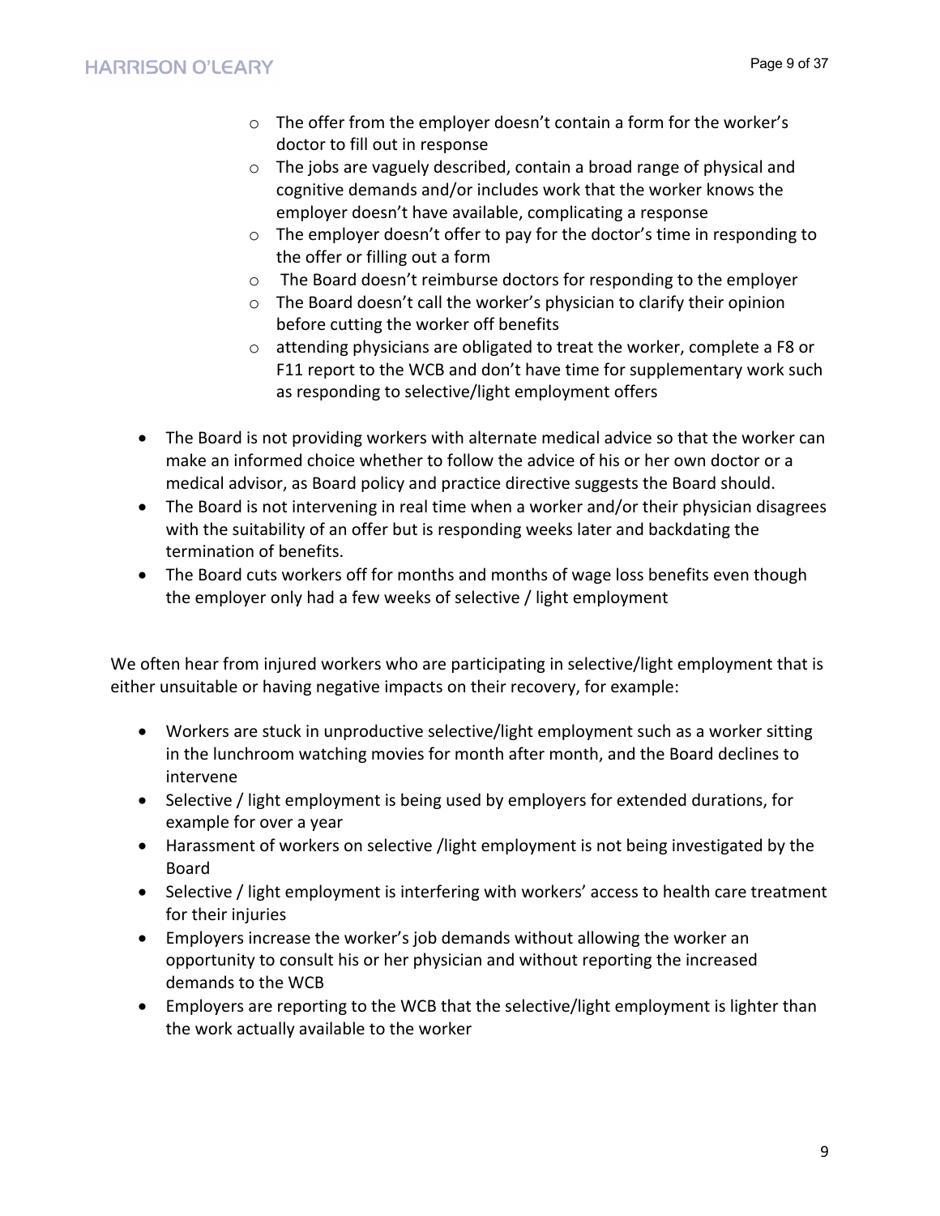- The offer from the employer doesn't contain a form for the worker's doctor to fill out in response
  - The jobs are vaguely described, contain a broad range of physical and cognitive demands and/or includes work that the worker knows the employer doesn't have available, complicating a response
  - The employer doesn't offer to pay for the doctor's time in responding to the offer or filling out a form
  - The Board doesn't reimburse doctors for responding to the employer
  - The Board doesn't call the worker's physician to clarify their opinion before cutting the worker off benefits
  - attending physicians are obligated to treat the worker, complete a F8 or F11 report to the WCB and don't have time for supplementary work such as responding to selective/light employment offers

- The Board is not providing workers with alternate medical advice so that the worker can make an informed choice whether to follow the advice of his or her own doctor or a medical advisor, as Board policy and practice directive suggests the Board should.
- The Board is not intervening in real time when a worker and/or their physician disagrees with the suitability of an offer but is responding weeks later and backdating the termination of benefits.
- The Board cuts workers off for months and months of wage loss benefits even though the employer only had a few weeks of selective / light employment

We often hear from injured workers who are participating in selective/light employment that is either unsuitable or having negative impacts on their recovery, for example:

- Workers are stuck in unproductive selective/light employment such as a worker sitting in the lunchroom watching movies for month after month, and the Board declines to intervene
- Selective / light employment is being used by employers for extended durations, for example for over a year
- Harassment of workers on selective /light employment is not being investigated by the Board
- Selective / light employment is interfering with workers' access to health care treatment for their injuries
- Employers increase the worker's job demands without allowing the worker an opportunity to consult his or her physician and without reporting the increased demands to the WCB
- Employers are reporting to the WCB that the selective/light employment is lighter than the work actually available to the worker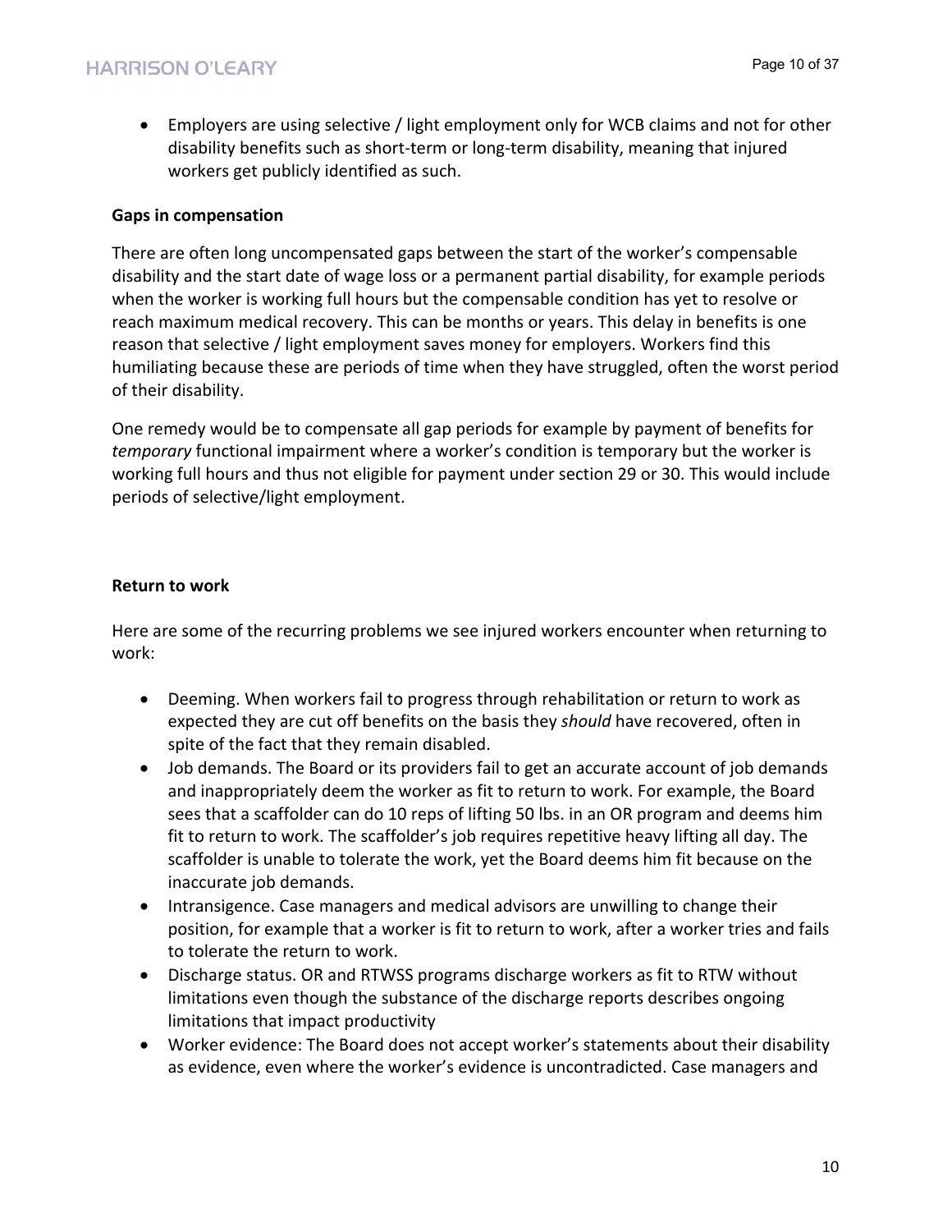- Employers are using selective / light employment only for WCB claims and not for other disability benefits such as short-term or long-term disability, meaning that injured workers get publicly identified as such.

**Gaps in compensation**

There are often long uncompensated gaps between the start of the worker's compensable disability and the start date of wage loss or a permanent partial disability, for example periods when the worker is working full hours but the compensable condition has yet to resolve or reach maximum medical recovery. This can be months or years. This delay in benefits is one reason that selective / light employment saves money for employers. Workers find this humiliating because these are periods of time when they have struggled, often the worst period of their disability.

One remedy would be to compensate all gap periods for example by payment of benefits for *temporary* functional impairment where a worker's condition is temporary but the worker is working full hours and thus not eligible for payment under section 29 or 30. This would include periods of selective/light employment.

**Return to work**

Here are some of the recurring problems we see injured workers encounter when returning to work:

- Deeming. When workers fail to progress through rehabilitation or return to work as expected they are cut off benefits on the basis they *should* have recovered, often in spite of the fact that they remain disabled.
- Job demands. The Board or its providers fail to get an accurate account of job demands and inappropriately deem the worker as fit to return to work. For example, the Board sees that a scaffolder can do 10 reps of lifting 50 lbs. in an OR program and deems him fit to return to work. The scaffolder's job requires repetitive heavy lifting all day. The scaffolder is unable to tolerate the work, yet the Board deems him fit because on the inaccurate job demands.
- Intransigence. Case managers and medical advisors are unwilling to change their position, for example that a worker is fit to return to work, after a worker tries and fails to tolerate the return to work.
- Discharge status. OR and RTWSS programs discharge workers as fit to RTW without limitations even though the substance of the discharge reports describes ongoing limitations that impact productivity
- Worker evidence: The Board does not accept worker's statements about their disability as evidence, even where the worker's evidence is uncontradicted. Case managers and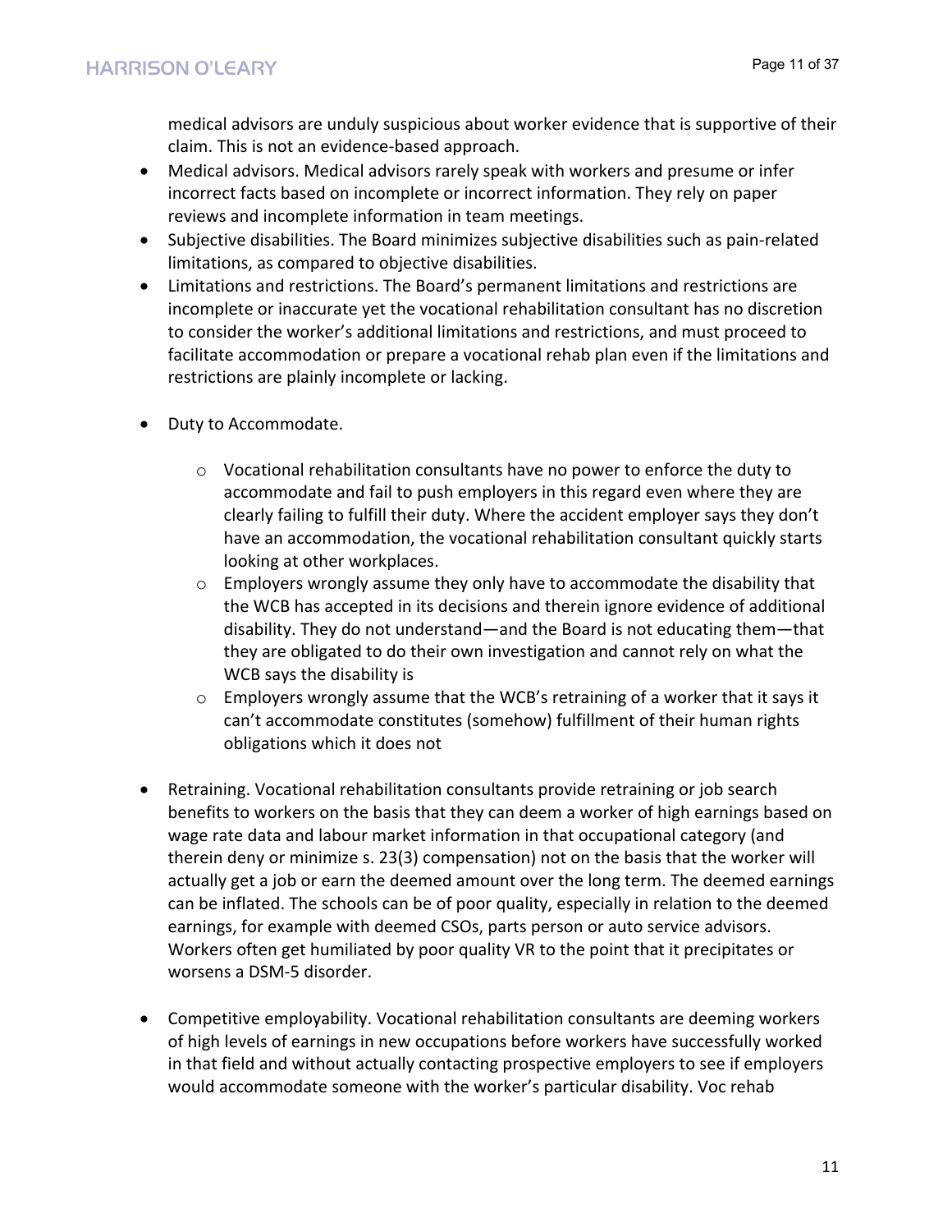medical advisors are unduly suspicious about worker evidence that is supportive of their claim. This is not an evidence-based approach.

- Medical advisors. Medical advisors rarely speak with workers and presume or infer incorrect facts based on incomplete or incorrect information. They rely on paper reviews and incomplete information in team meetings.
- Subjective disabilities. The Board minimizes subjective disabilities such as pain-related limitations, as compared to objective disabilities.
- Limitations and restrictions. The Board's permanent limitations and restrictions are incomplete or inaccurate yet the vocational rehabilitation consultant has no discretion to consider the worker's additional limitations and restrictions, and must proceed to facilitate accommodation or prepare a vocational rehab plan even if the limitations and restrictions are plainly incomplete or lacking.

- Duty to Accommodate.

    - Vocational rehabilitation consultants have no power to enforce the duty to accommodate and fail to push employers in this regard even where they are clearly failing to fulfill their duty. Where the accident employer says they don't have an accommodation, the vocational rehabilitation consultant quickly starts looking at other workplaces.
    - Employers wrongly assume they only have to accommodate the disability that the WCB has accepted in its decisions and therein ignore evidence of additional disability. They do not understand—and the Board is not educating them—that they are obligated to do their own investigation and cannot rely on what the WCB says the disability is
    - Employers wrongly assume that the WCB's retraining of a worker that it says it can't accommodate constitutes (somehow) fulfillment of their human rights obligations which it does not

- Retraining. Vocational rehabilitation consultants provide retraining or job search benefits to workers on the basis that they can deem a worker of high earnings based on wage rate data and labour market information in that occupational category (and therein deny or minimize s. 23(3) compensation) not on the basis that the worker will actually get a job or earn the deemed amount over the long term. The deemed earnings can be inflated. The schools can be of poor quality, especially in relation to the deemed earnings, for example with deemed CSOs, parts person or auto service advisors. Workers often get humiliated by poor quality VR to the point that it precipitates or worsens a DSM-5 disorder.

- Competitive employability. Vocational rehabilitation consultants are deeming workers of high levels of earnings in new occupations before workers have successfully worked in that field and without actually contacting prospective employers to see if employers would accommodate someone with the worker's particular disability. Voc rehab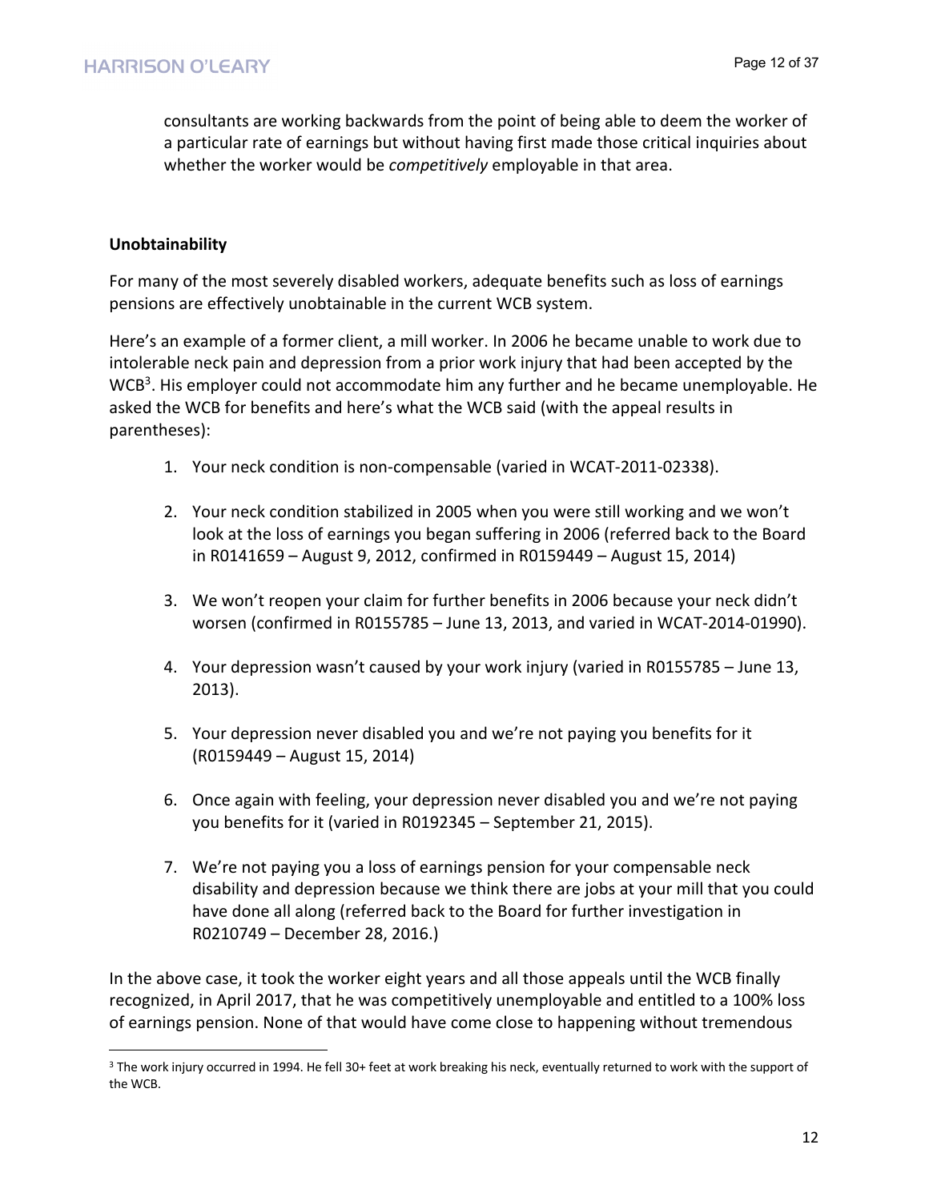consultants are working backwards from the point of being able to deem the worker of a particular rate of earnings but without having first made those critical inquiries about whether the worker would be *competitively* employable in that area.

**Unobtainability**

For many of the most severely disabled workers, adequate benefits such as loss of earnings pensions are effectively unobtainable in the current WCB system.

Here's an example of a former client, a mill worker. In 2006 he became unable to work due to intolerable neck pain and depression from a prior work injury that had been accepted by the WCB[3]. His employer could not accommodate him any further and he became unemployable. He asked the WCB for benefits and here's what the WCB said (with the appeal results in parentheses):

1. Your neck condition is non-compensable (varied in WCAT-2011-02338).
2. Your neck condition stabilized in 2005 when you were still working and we won't look at the loss of earnings you began suffering in 2006 (referred back to the Board in R0141659 – August 9, 2012, confirmed in R0159449 – August 15, 2014)
3. We won't reopen your claim for further benefits in 2006 because your neck didn't worsen (confirmed in R0155785 – June 13, 2013, and varied in WCAT-2014-01990).
4. Your depression wasn't caused by your work injury (varied in R0155785 – June 13, 2013).
5. Your depression never disabled you and we're not paying you benefits for it (R0159449 – August 15, 2014)
6. Once again with feeling, your depression never disabled you and we're not paying you benefits for it (varied in R0192345 – September 21, 2015).
7. We're not paying you a loss of earnings pension for your compensable neck disability and depression because we think there are jobs at your mill that you could have done all along (referred back to the Board for further investigation in R0210749 – December 28, 2016.)

In the above case, it took the worker eight years and all those appeals until the WCB finally recognized, in April 2017, that he was competitively unemployable and entitled to a 100% loss of earnings pension. None of that would have come close to happening without tremendous

[3] The work injury occurred in 1994. He fell 30+ feet at work breaking his neck, eventually returned to work with the support of the WCB.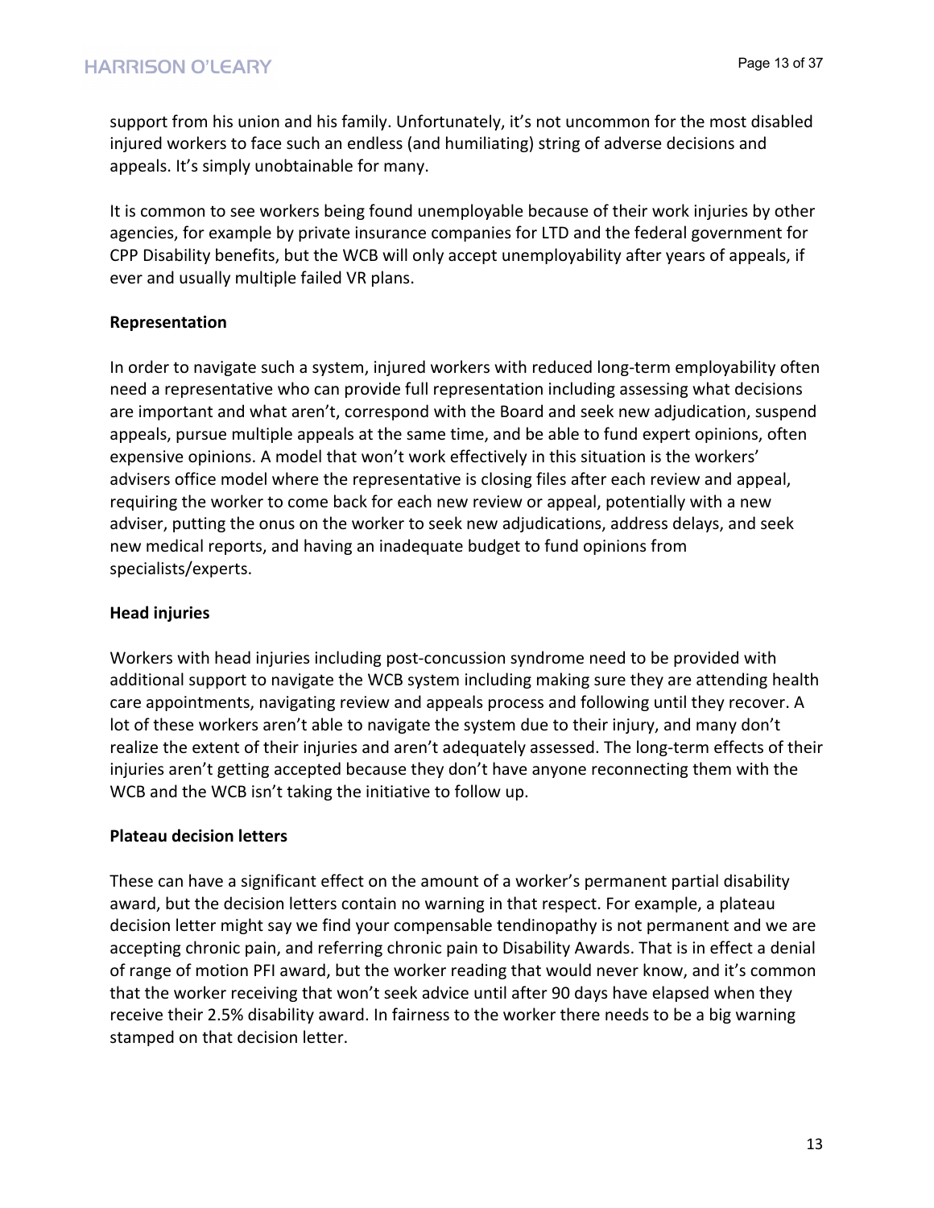support from his union and his family. Unfortunately, it's not uncommon for the most disabled injured workers to face such an endless (and humiliating) string of adverse decisions and appeals. It's simply unobtainable for many.

It is common to see workers being found unemployable because of their work injuries by other agencies, for example by private insurance companies for LTD and the federal government for CPP Disability benefits, but the WCB will only accept unemployability after years of appeals, if ever and usually multiple failed VR plans.

**Representation**

In order to navigate such a system, injured workers with reduced long-term employability often need a representative who can provide full representation including assessing what decisions are important and what aren't, correspond with the Board and seek new adjudication, suspend appeals, pursue multiple appeals at the same time, and be able to fund expert opinions, often expensive opinions. A model that won't work effectively in this situation is the workers' advisers office model where the representative is closing files after each review and appeal, requiring the worker to come back for each new review or appeal, potentially with a new adviser, putting the onus on the worker to seek new adjudications, address delays, and seek new medical reports, and having an inadequate budget to fund opinions from specialists/experts.

**Head injuries**

Workers with head injuries including post-concussion syndrome need to be provided with additional support to navigate the WCB system including making sure they are attending health care appointments, navigating review and appeals process and following until they recover. A lot of these workers aren't able to navigate the system due to their injury, and many don't realize the extent of their injuries and aren't adequately assessed. The long-term effects of their injuries aren't getting accepted because they don't have anyone reconnecting them with the WCB and the WCB isn't taking the initiative to follow up.

**Plateau decision letters**

These can have a significant effect on the amount of a worker's permanent partial disability award, but the decision letters contain no warning in that respect. For example, a plateau decision letter might say we find your compensable tendinopathy is not permanent and we are accepting chronic pain, and referring chronic pain to Disability Awards. That is in effect a denial of range of motion PFI award, but the worker reading that would never know, and it's common that the worker receiving that won't seek advice until after 90 days have elapsed when they receive their 2.5% disability award. In fairness to the worker there needs to be a big warning stamped on that decision letter.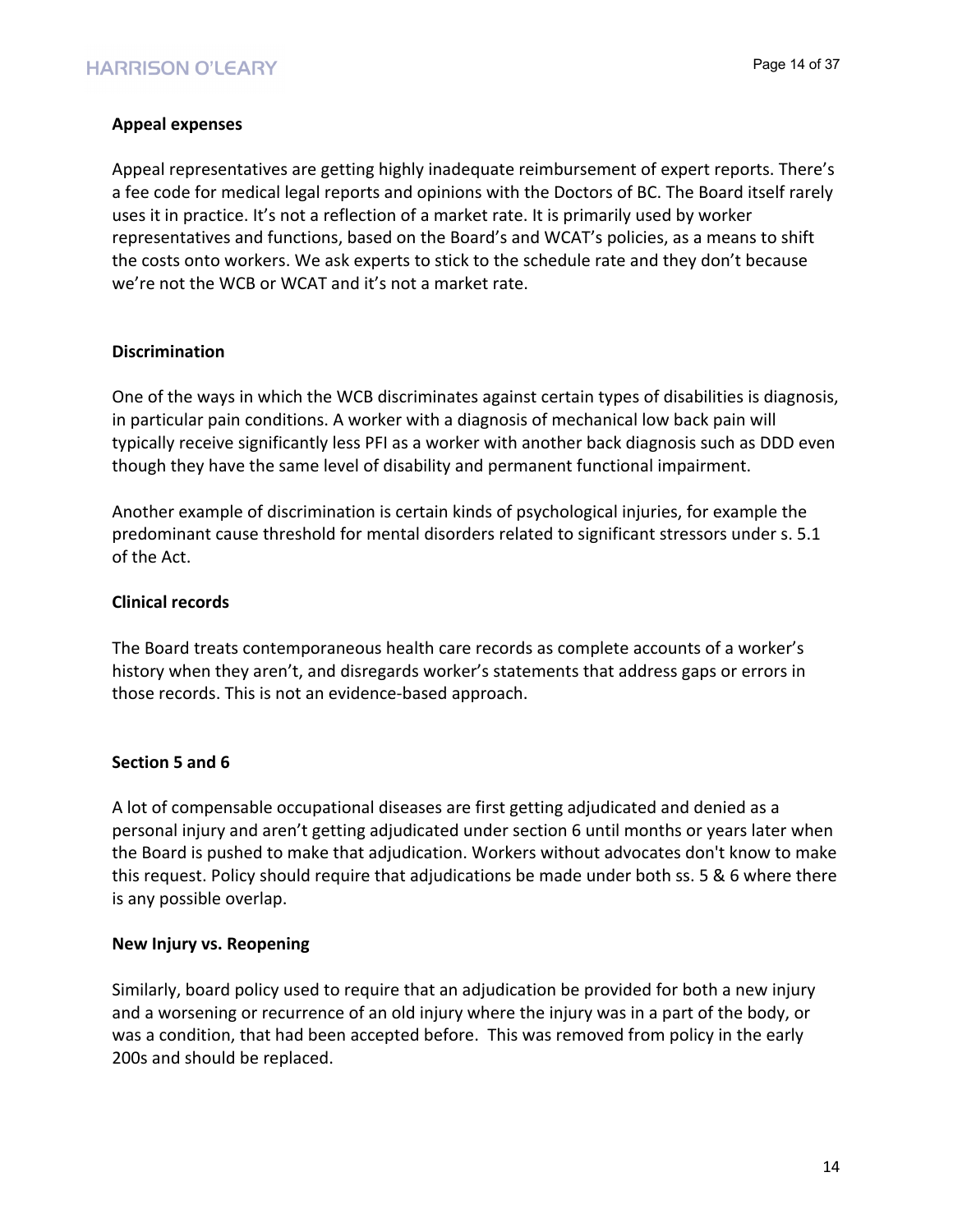**Appeal expenses**

Appeal representatives are getting highly inadequate reimbursement of expert reports. There's a fee code for medical legal reports and opinions with the Doctors of BC. The Board itself rarely uses it in practice. It's not a reflection of a market rate. It is primarily used by worker representatives and functions, based on the Board's and WCAT's policies, as a means to shift the costs onto workers. We ask experts to stick to the schedule rate and they don't because we're not the WCB or WCAT and it's not a market rate.

**Discrimination**

One of the ways in which the WCB discriminates against certain types of disabilities is diagnosis, in particular pain conditions. A worker with a diagnosis of mechanical low back pain will typically receive significantly less PFI as a worker with another back diagnosis such as DDD even though they have the same level of disability and permanent functional impairment.

Another example of discrimination is certain kinds of psychological injuries, for example the predominant cause threshold for mental disorders related to significant stressors under s. 5.1 of the Act.

**Clinical records**

The Board treats contemporaneous health care records as complete accounts of a worker's history when they aren't, and disregards worker's statements that address gaps or errors in those records. This is not an evidence-based approach.

**Section 5 and 6**

A lot of compensable occupational diseases are first getting adjudicated and denied as a personal injury and aren't getting adjudicated under section 6 until months or years later when the Board is pushed to make that adjudication. Workers without advocates don't know to make this request. Policy should require that adjudications be made under both ss. 5 & 6 where there is any possible overlap.

**New Injury vs. Reopening**

Similarly, board policy used to require that an adjudication be provided for both a new injury and a worsening or recurrence of an old injury where the injury was in a part of the body, or was a condition, that had been accepted before. This was removed from policy in the early 200s and should be replaced.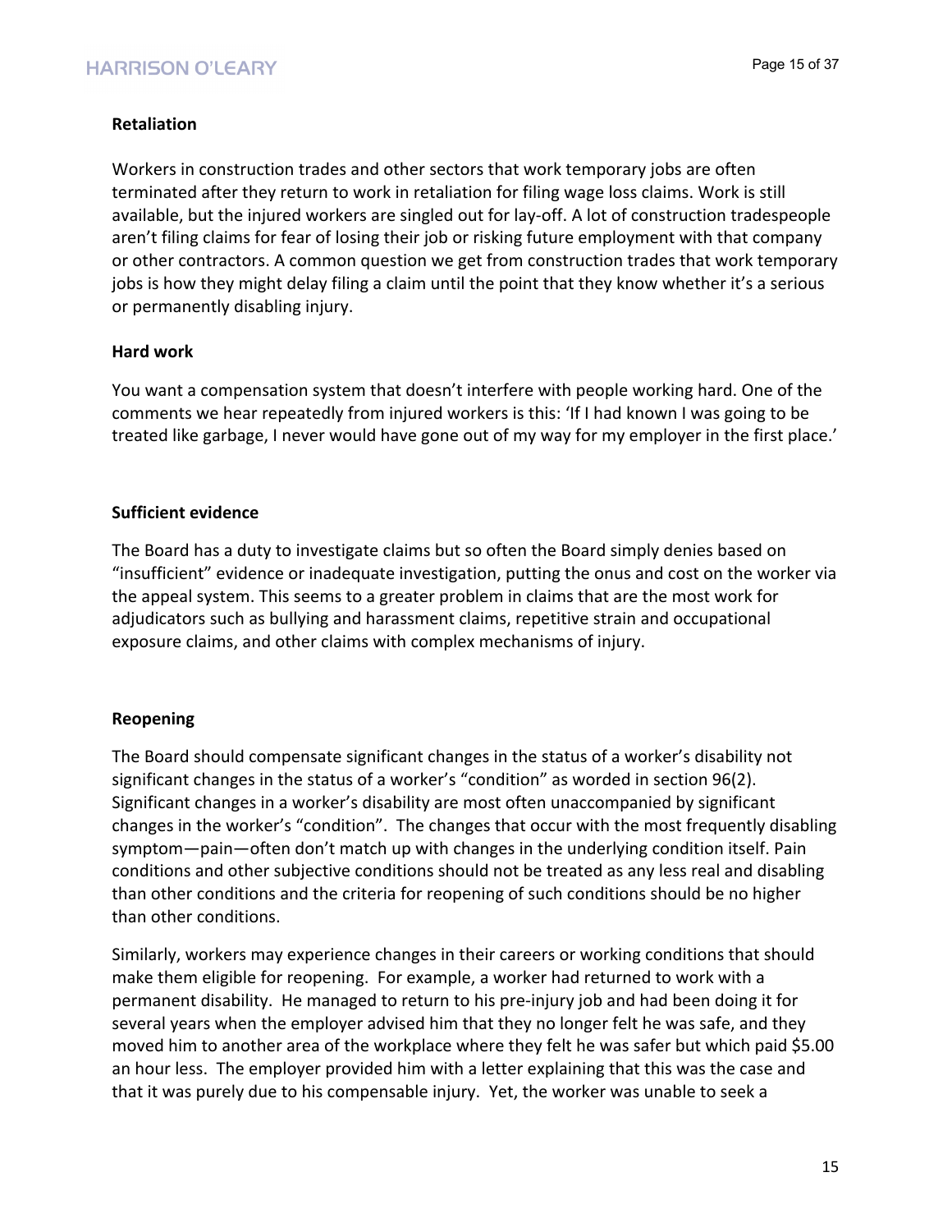**Retaliation**

Workers in construction trades and other sectors that work temporary jobs are often terminated after they return to work in retaliation for filing wage loss claims. Work is still available, but the injured workers are singled out for lay-off. A lot of construction tradespeople aren't filing claims for fear of losing their job or risking future employment with that company or other contractors. A common question we get from construction trades that work temporary jobs is how they might delay filing a claim until the point that they know whether it's a serious or permanently disabling injury.

**Hard work**

You want a compensation system that doesn't interfere with people working hard. One of the comments we hear repeatedly from injured workers is this: 'If I had known I was going to be treated like garbage, I never would have gone out of my way for my employer in the first place.'

**Sufficient evidence**

The Board has a duty to investigate claims but so often the Board simply denies based on "insufficient" evidence or inadequate investigation, putting the onus and cost on the worker via the appeal system. This seems to a greater problem in claims that are the most work for adjudicators such as bullying and harassment claims, repetitive strain and occupational exposure claims, and other claims with complex mechanisms of injury.

**Reopening**

The Board should compensate significant changes in the status of a worker's disability not significant changes in the status of a worker's "condition" as worded in section 96(2). Significant changes in a worker's disability are most often unaccompanied by significant changes in the worker's "condition". The changes that occur with the most frequently disabling symptom—pain—often don't match up with changes in the underlying condition itself. Pain conditions and other subjective conditions should not be treated as any less real and disabling than other conditions and the criteria for reopening of such conditions should be no higher than other conditions.

Similarly, workers may experience changes in their careers or working conditions that should make them eligible for reopening. For example, a worker had returned to work with a permanent disability. He managed to return to his pre-injury job and had been doing it for several years when the employer advised him that they no longer felt he was safe, and they moved him to another area of the workplace where they felt he was safer but which paid $5.00 an hour less. The employer provided him with a letter explaining that this was the case and that it was purely due to his compensable injury. Yet, the worker was unable to seek a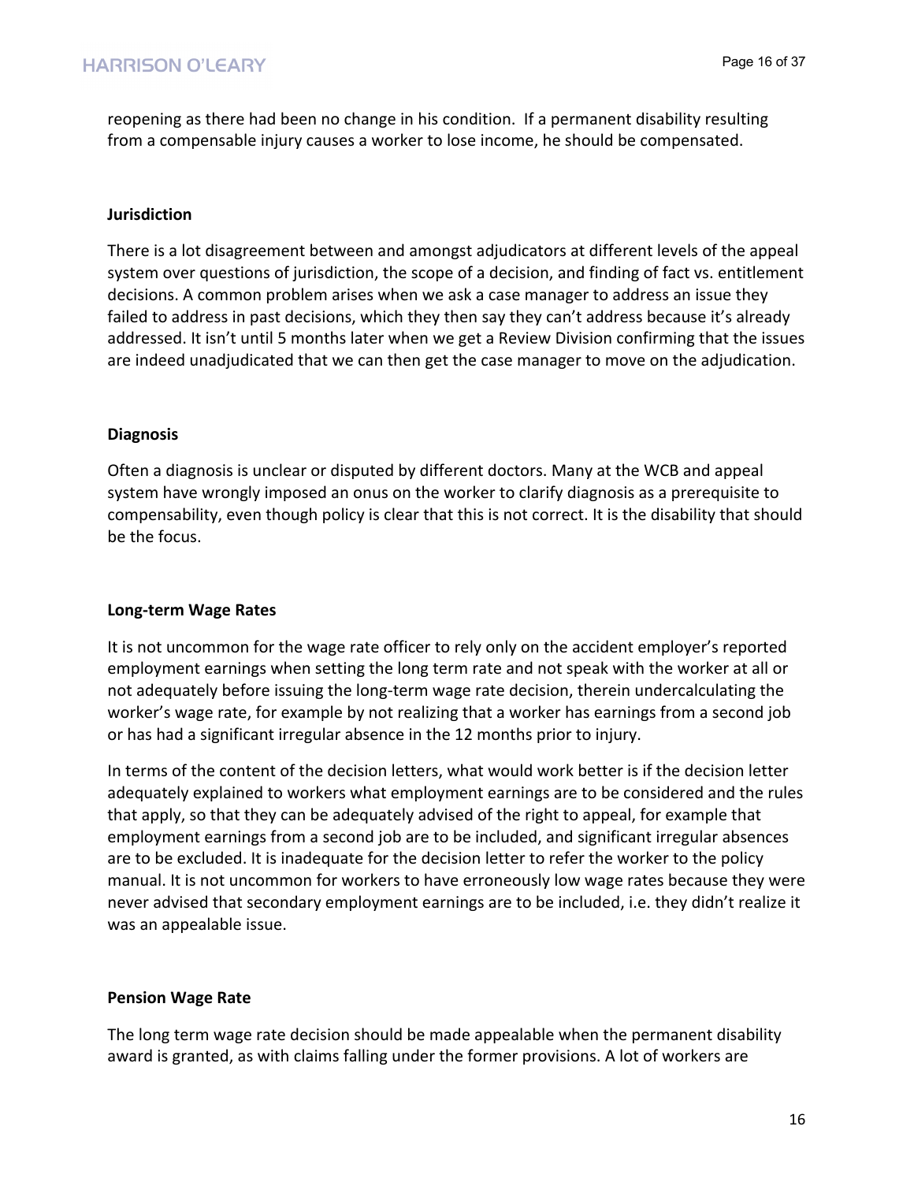reopening as there had been no change in his condition. If a permanent disability resulting from a compensable injury causes a worker to lose income, he should be compensated.

**Jurisdiction**

There is a lot disagreement between and amongst adjudicators at different levels of the appeal system over questions of jurisdiction, the scope of a decision, and finding of fact vs. entitlement decisions. A common problem arises when we ask a case manager to address an issue they failed to address in past decisions, which they then say they can't address because it's already addressed. It isn't until 5 months later when we get a Review Division confirming that the issues are indeed unadjudicated that we can then get the case manager to move on the adjudication.

**Diagnosis**

Often a diagnosis is unclear or disputed by different doctors. Many at the WCB and appeal system have wrongly imposed an onus on the worker to clarify diagnosis as a prerequisite to compensability, even though policy is clear that this is not correct. It is the disability that should be the focus.

**Long-term Wage Rates**

It is not uncommon for the wage rate officer to rely only on the accident employer's reported employment earnings when setting the long term rate and not speak with the worker at all or not adequately before issuing the long-term wage rate decision, therein undercalculating the worker's wage rate, for example by not realizing that a worker has earnings from a second job or has had a significant irregular absence in the 12 months prior to injury.

In terms of the content of the decision letters, what would work better is if the decision letter adequately explained to workers what employment earnings are to be considered and the rules that apply, so that they can be adequately advised of the right to appeal, for example that employment earnings from a second job are to be included, and significant irregular absences are to be excluded. It is inadequate for the decision letter to refer the worker to the policy manual. It is not uncommon for workers to have erroneously low wage rates because they were never advised that secondary employment earnings are to be included, i.e. they didn't realize it was an appealable issue.

**Pension Wage Rate**

The long term wage rate decision should be made appealable when the permanent disability award is granted, as with claims falling under the former provisions. A lot of workers are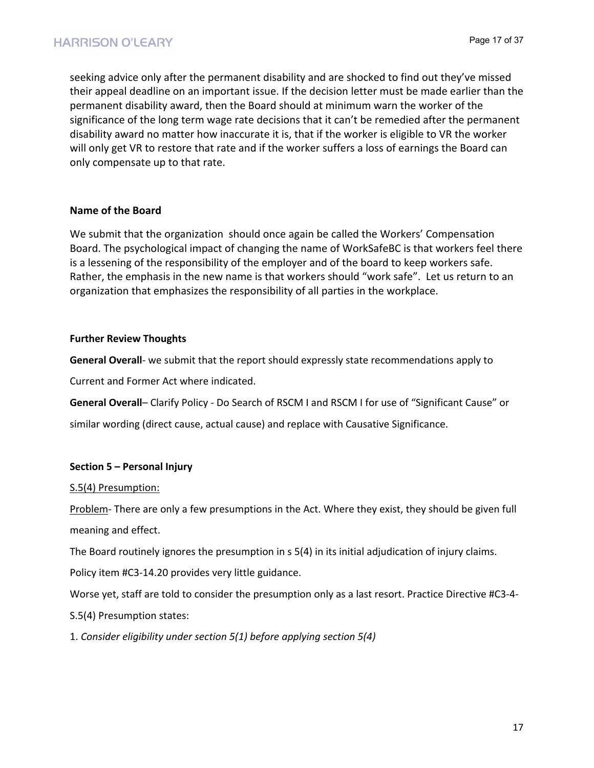seeking advice only after the permanent disability and are shocked to find out they've missed their appeal deadline on an important issue. If the decision letter must be made earlier than the permanent disability award, then the Board should at minimum warn the worker of the significance of the long term wage rate decisions that it can't be remedied after the permanent disability award no matter how inaccurate it is, that if the worker is eligible to VR the worker will only get VR to restore that rate and if the worker suffers a loss of earnings the Board can only compensate up to that rate.

### Name of the Board

We submit that the organization should once again be called the Workers' Compensation Board. The psychological impact of changing the name of WorkSafeBC is that workers feel there is a lessening of the responsibility of the employer and of the board to keep workers safe. Rather, the emphasis in the new name is that workers should "work safe". Let us return to an organization that emphasizes the responsibility of all parties in the workplace.

### Further Review Thoughts

**General Overall**- we submit that the report should expressly state recommendations apply to Current and Former Act where indicated.

**General Overall**– Clarify Policy - Do Search of RSCM I and RSCM I for use of "Significant Cause" or similar wording (direct cause, actual cause) and replace with Causative Significance.

### Section 5 – Personal Injury

<u>S.5(4) Presumption:</u>

<u>Problem</u>- There are only a few presumptions in the Act. Where they exist, they should be given full meaning and effect.

The Board routinely ignores the presumption in s 5(4) in its initial adjudication of injury claims.

Policy item #C3-14.20 provides very little guidance.

Worse yet, staff are told to consider the presumption only as a last resort. Practice Directive #C3-4-S.5(4) Presumption states:

1. *Consider eligibility under section 5(1) before applying section 5(4)*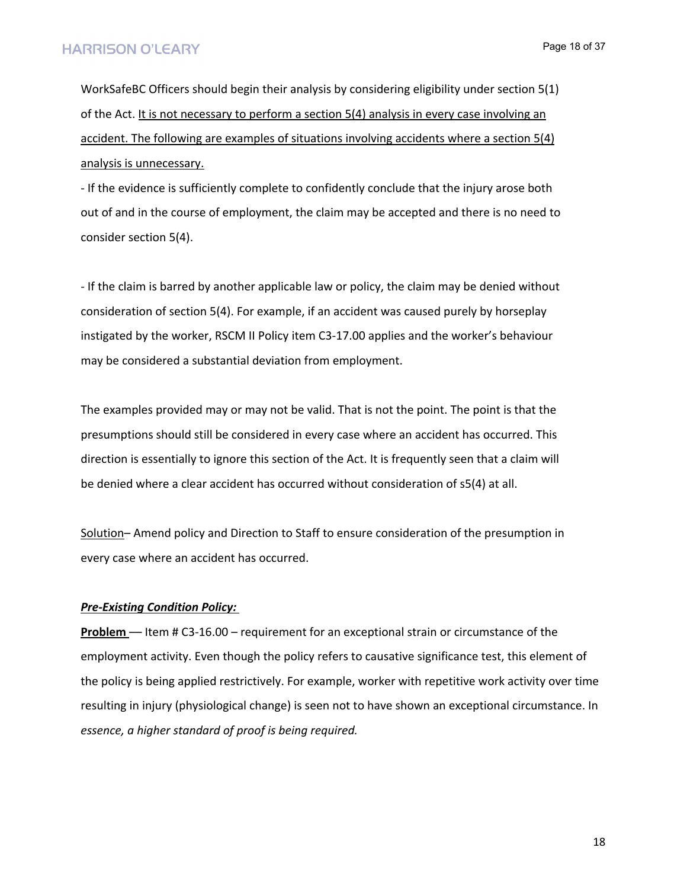WorkSafeBC Officers should begin their analysis by considering eligibility under section 5(1) of the Act. <u>It is not necessary to perform a section 5(4) analysis in every case involving an accident. The following are examples of situations involving accidents where a section 5(4) analysis is unnecessary.</u>

- If the evidence is sufficiently complete to confidently conclude that the injury arose both out of and in the course of employment, the claim may be accepted and there is no need to consider section 5(4).

- If the claim is barred by another applicable law or policy, the claim may be denied without consideration of section 5(4). For example, if an accident was caused purely by horseplay instigated by the worker, RSCM II Policy item C3-17.00 applies and the worker's behaviour may be considered a substantial deviation from employment.

The examples provided may or may not be valid. That is not the point. The point is that the presumptions should still be considered in every case where an accident has occurred. This direction is essentially to ignore this section of the Act. It is frequently seen that a claim will be denied where a clear accident has occurred without consideration of s5(4) at all.

<u>Solution</u>– Amend policy and Direction to Staff to ensure consideration of the presumption in every case where an accident has occurred.

***<u>Pre-Existing Condition Policy:</u>***

**<u>Problem</u>** –– Item # C3-16.00 – requirement for an exceptional strain or circumstance of the employment activity. Even though the policy refers to causative significance test, this element of the policy is being applied restrictively. For example, worker with repetitive work activity over time resulting in injury (physiological change) is seen not to have shown an exceptional circumstance. In *essence, a higher standard of proof is being required.*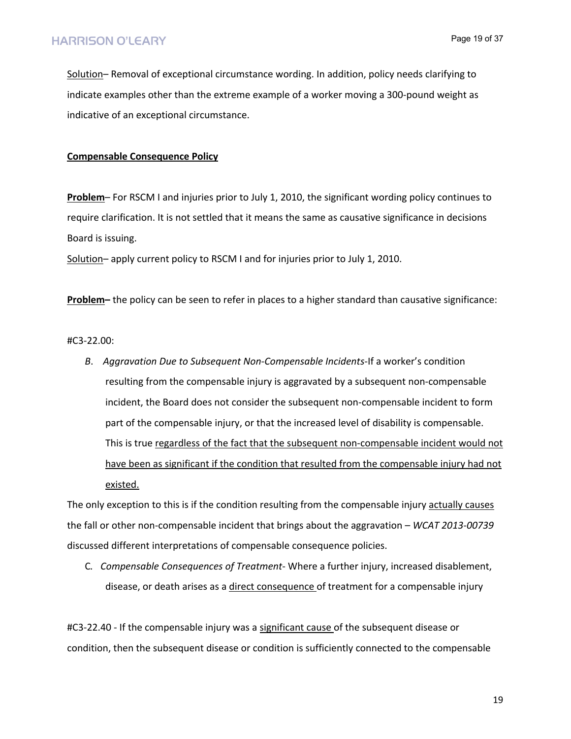<u>Solution</u>– Removal of exceptional circumstance wording. In addition, policy needs clarifying to indicate examples other than the extreme example of a worker moving a 300-pound weight as indicative of an exceptional circumstance.

**<u>Compensable Consequence Policy</u>**

**<u>Problem</u>**– For RSCM I and injuries prior to July 1, 2010, the significant wording policy continues to require clarification. It is not settled that it means the same as causative significance in decisions Board is issuing.

<u>Solution</u>– apply current policy to RSCM I and for injuries prior to July 1, 2010.

**<u>Problem</u>–** the policy can be seen to refer in places to a higher standard than causative significance:

#C3-22.00:

*B*. *Aggravation Due to Subsequent Non-Compensable Incidents*-If a worker's condition resulting from the compensable injury is aggravated by a subsequent non-compensable incident, the Board does not consider the subsequent non-compensable incident to form part of the compensable injury, or that the increased level of disability is compensable. This is true <u>regardless of the fact that the subsequent non-compensable incident would not have been as significant if the condition that resulted from the compensable injury had not existed.</u>

The only exception to this is if the condition resulting from the compensable injury <u>actually causes</u> the fall or other non-compensable incident that brings about the aggravation – *WCAT 2013-00739* discussed different interpretations of compensable consequence policies.

*C. Compensable Consequences of Treatment*- Where a further injury, increased disablement, disease, or death arises as a <u>direct consequence</u> of treatment for a compensable injury

#C3-22.40 - If the compensable injury was a <u>significant cause</u> of the subsequent disease or condition, then the subsequent disease or condition is sufficiently connected to the compensable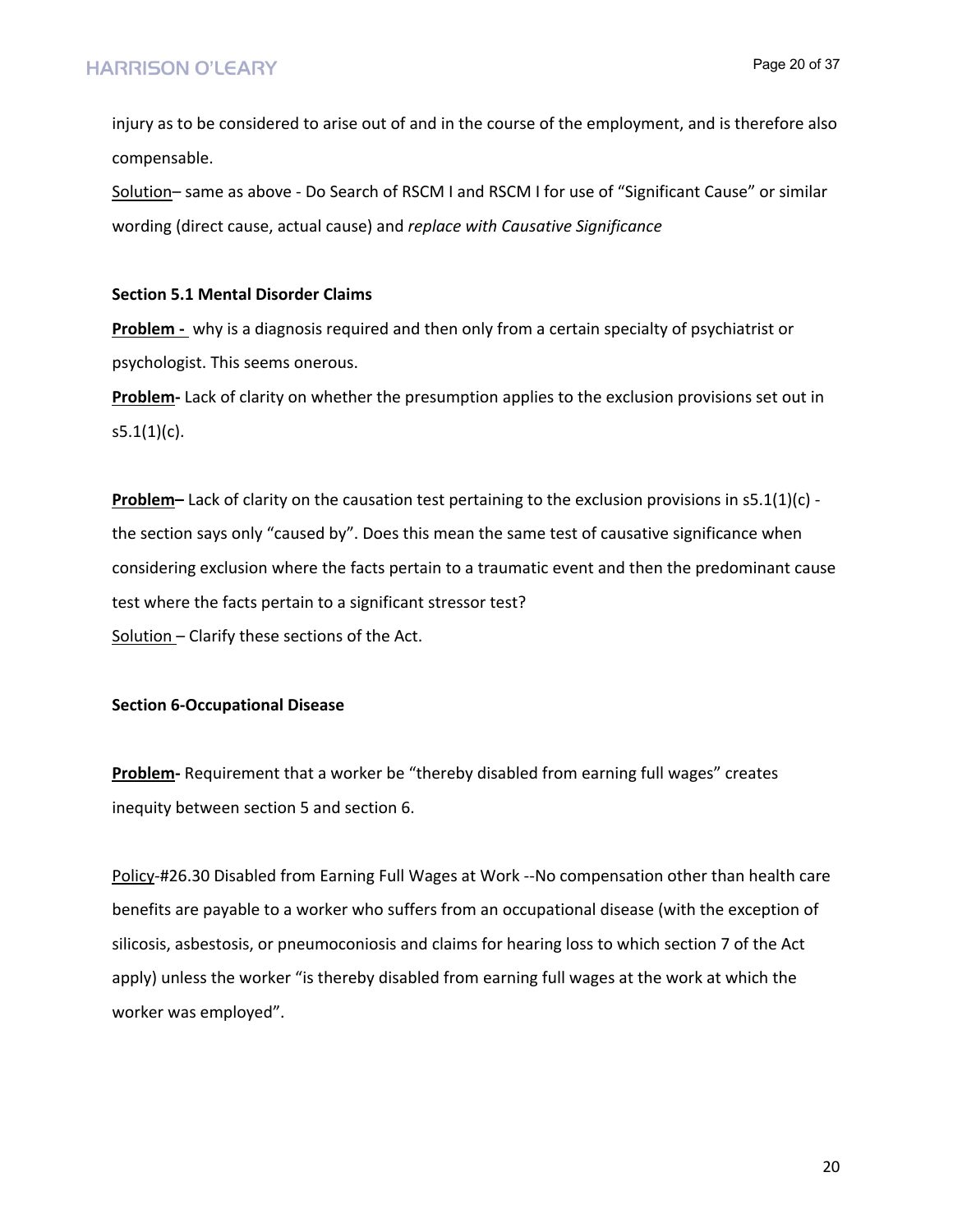injury as to be considered to arise out of and in the course of the employment, and is therefore also compensable.

Solution– same as above - Do Search of RSCM I and RSCM I for use of "Significant Cause" or similar wording (direct cause, actual cause) and *replace with Causative Significance*

**Section 5.1 Mental Disorder Claims**

**Problem -** why is a diagnosis required and then only from a certain specialty of psychiatrist or psychologist. This seems onerous.

**Problem-** Lack of clarity on whether the presumption applies to the exclusion provisions set out in s5.1(1)(c).

**Problem–** Lack of clarity on the causation test pertaining to the exclusion provisions in s5.1(1)(c) - the section says only "caused by". Does this mean the same test of causative significance when considering exclusion where the facts pertain to a traumatic event and then the predominant cause test where the facts pertain to a significant stressor test?

Solution – Clarify these sections of the Act.

**Section 6-Occupational Disease**

**Problem-** Requirement that a worker be "thereby disabled from earning full wages" creates inequity between section 5 and section 6.

Policy-#26.30 Disabled from Earning Full Wages at Work --No compensation other than health care benefits are payable to a worker who suffers from an occupational disease (with the exception of silicosis, asbestosis, or pneumoconiosis and claims for hearing loss to which section 7 of the Act apply) unless the worker "is thereby disabled from earning full wages at the work at which the worker was employed".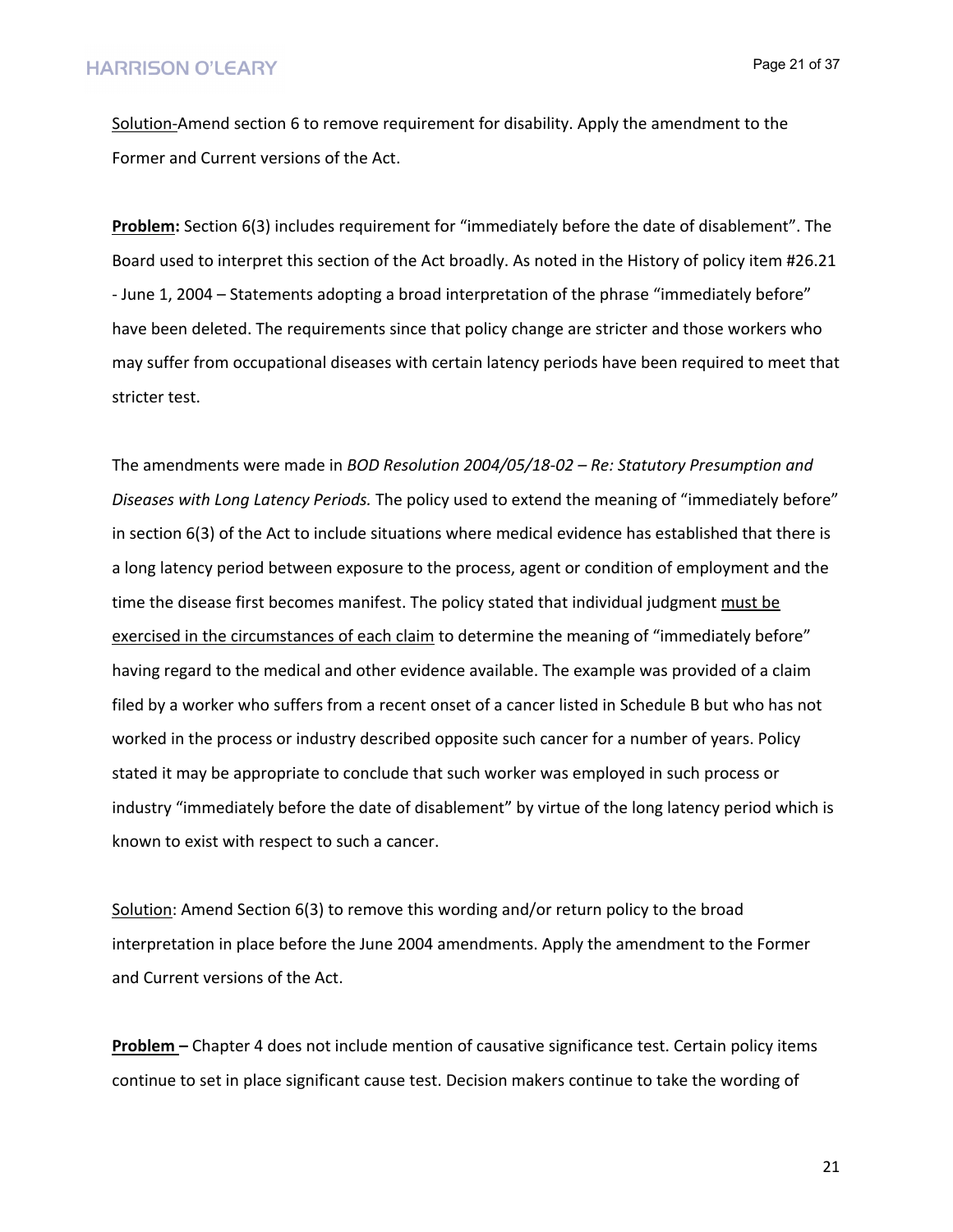<u>Solution-</u>Amend section 6 to remove requirement for disability. Apply the amendment to the Former and Current versions of the Act.

**<u>Problem</u>:** Section 6(3) includes requirement for "immediately before the date of disablement". The Board used to interpret this section of the Act broadly. As noted in the History of policy item #26.21 - June 1, 2004 – Statements adopting a broad interpretation of the phrase "immediately before" have been deleted. The requirements since that policy change are stricter and those workers who may suffer from occupational diseases with certain latency periods have been required to meet that stricter test.

The amendments were made in *BOD Resolution 2004/05/18-02 – Re: Statutory Presumption and Diseases with Long Latency Periods.* The policy used to extend the meaning of "immediately before" in section 6(3) of the Act to include situations where medical evidence has established that there is a long latency period between exposure to the process, agent or condition of employment and the time the disease first becomes manifest. The policy stated that individual judgment <u>must be exercised in the circumstances of each claim</u> to determine the meaning of "immediately before" having regard to the medical and other evidence available. The example was provided of a claim filed by a worker who suffers from a recent onset of a cancer listed in Schedule B but who has not worked in the process or industry described opposite such cancer for a number of years. Policy stated it may be appropriate to conclude that such worker was employed in such process or industry "immediately before the date of disablement" by virtue of the long latency period which is known to exist with respect to such a cancer.

<u>Solution</u>: Amend Section 6(3) to remove this wording and/or return policy to the broad interpretation in place before the June 2004 amendments. Apply the amendment to the Former and Current versions of the Act.

**<u>Problem</u> –** Chapter 4 does not include mention of causative significance test. Certain policy items continue to set in place significant cause test. Decision makers continue to take the wording of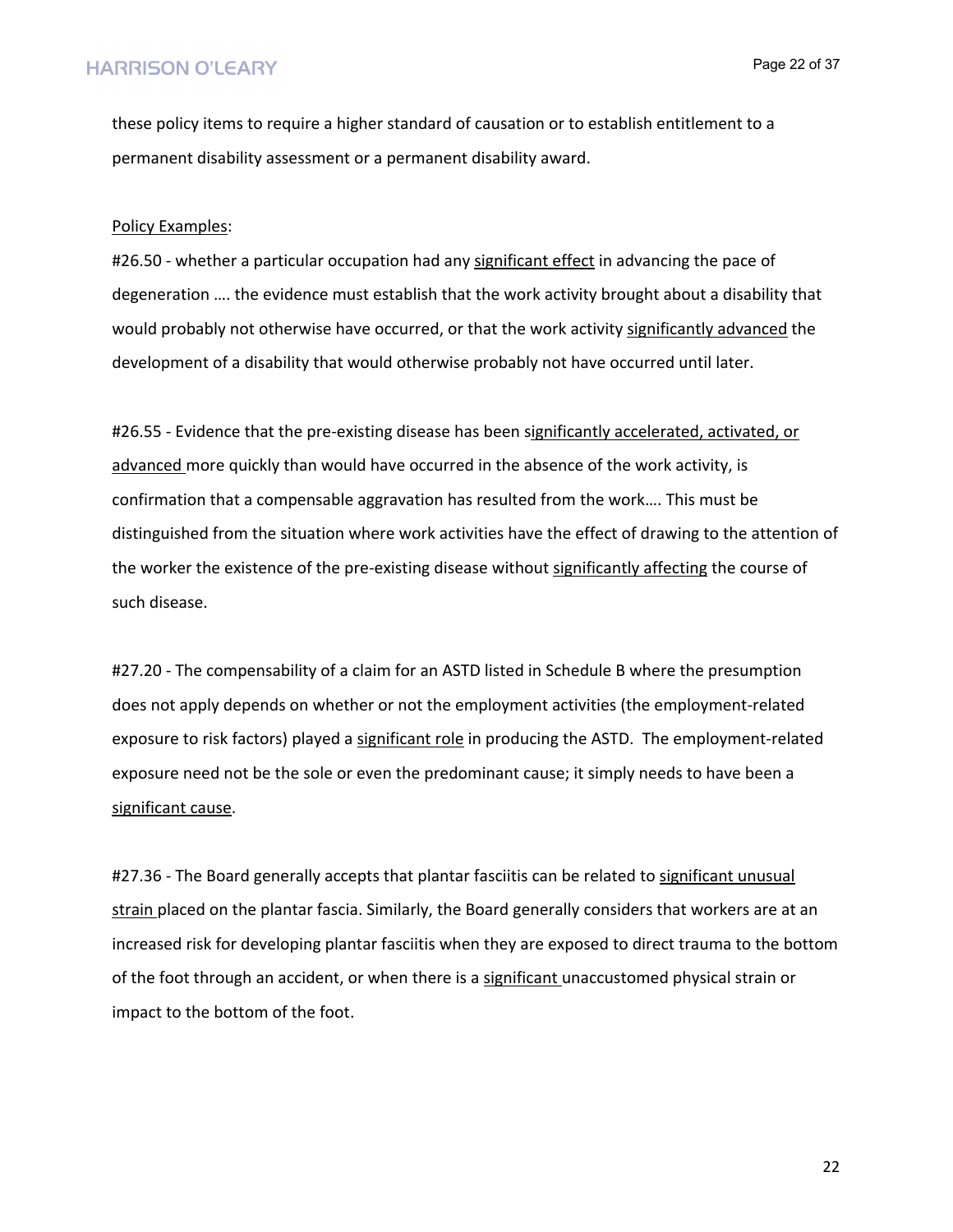these policy items to require a higher standard of causation or to establish entitlement to a permanent disability assessment or a permanent disability award.

<u>Policy Examples</u>:

#26.50 - whether a particular occupation had any <u>significant effect</u> in advancing the pace of degeneration …. the evidence must establish that the work activity brought about a disability that would probably not otherwise have occurred, or that the work activity <u>significantly advanced</u> the development of a disability that would otherwise probably not have occurred until later.

#26.55 - Evidence that the pre-existing disease has been <u>significantly accelerated, activated, or advanced</u> more quickly than would have occurred in the absence of the work activity, is confirmation that a compensable aggravation has resulted from the work…. This must be distinguished from the situation where work activities have the effect of drawing to the attention of the worker the existence of the pre-existing disease without <u>significantly affecting</u> the course of such disease.

#27.20 - The compensability of a claim for an ASTD listed in Schedule B where the presumption does not apply depends on whether or not the employment activities (the employment-related exposure to risk factors) played a <u>significant role</u> in producing the ASTD. The employment-related exposure need not be the sole or even the predominant cause; it simply needs to have been a <u>significant cause</u>.

#27.36 - The Board generally accepts that plantar fasciitis can be related to <u>significant unusual strain</u> placed on the plantar fascia. Similarly, the Board generally considers that workers are at an increased risk for developing plantar fasciitis when they are exposed to direct trauma to the bottom of the foot through an accident, or when there is a <u>significant</u> unaccustomed physical strain or impact to the bottom of the foot.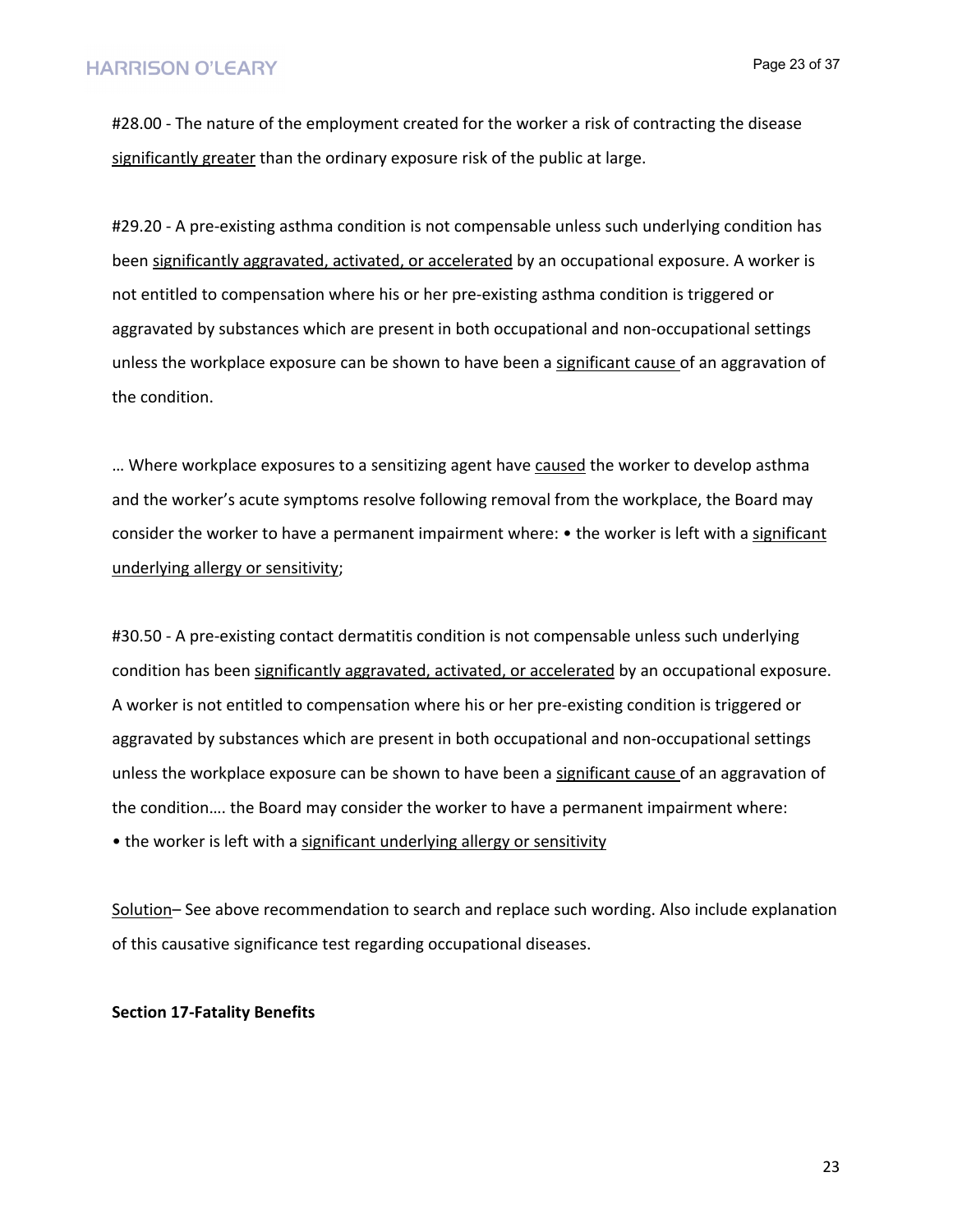#28.00 - The nature of the employment created for the worker a risk of contracting the disease <u>significantly greater</u> than the ordinary exposure risk of the public at large.

#29.20 - A pre-existing asthma condition is not compensable unless such underlying condition has been <u>significantly aggravated, activated, or accelerated</u> by an occupational exposure. A worker is not entitled to compensation where his or her pre-existing asthma condition is triggered or aggravated by substances which are present in both occupational and non-occupational settings unless the workplace exposure can be shown to have been a <u>significant cause</u> of an aggravation of the condition.

… Where workplace exposures to a sensitizing agent have <u>caused</u> the worker to develop asthma and the worker's acute symptoms resolve following removal from the workplace, the Board may consider the worker to have a permanent impairment where: • the worker is left with a <u>significant underlying allergy or sensitivity</u>;

#30.50 - A pre-existing contact dermatitis condition is not compensable unless such underlying condition has been <u>significantly aggravated, activated, or accelerated</u> by an occupational exposure. A worker is not entitled to compensation where his or her pre-existing condition is triggered or aggravated by substances which are present in both occupational and non-occupational settings unless the workplace exposure can be shown to have been a <u>significant cause</u> of an aggravation of the condition…. the Board may consider the worker to have a permanent impairment where:

• the worker is left with a <u>significant underlying allergy or sensitivity</u>

<u>Solution</u>– See above recommendation to search and replace such wording. Also include explanation of this causative significance test regarding occupational diseases.

**Section 17-Fatality Benefits**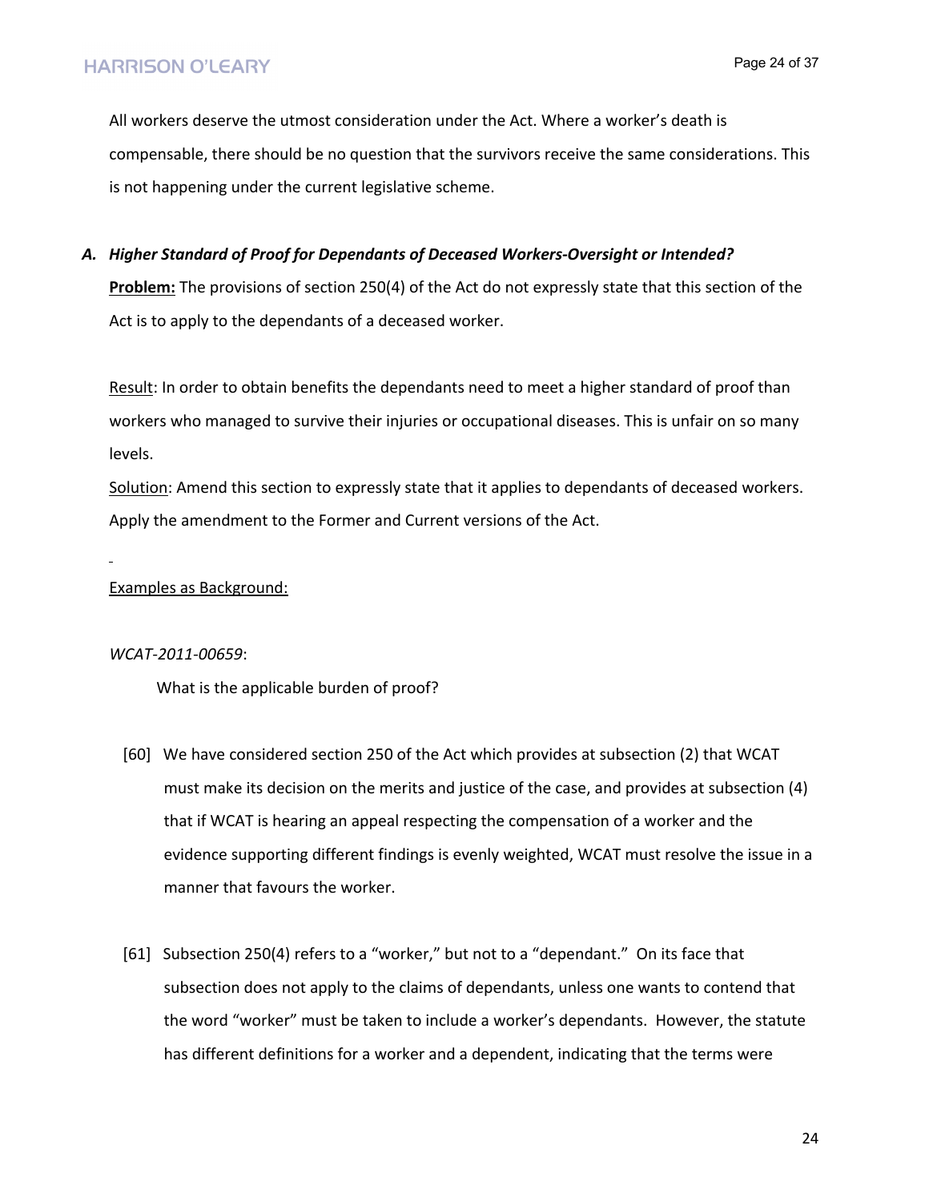All workers deserve the utmost consideration under the Act. Where a worker's death is compensable, there should be no question that the survivors receive the same considerations. This is not happening under the current legislative scheme.

### *A. Higher Standard of Proof for Dependants of Deceased Workers-Oversight or Intended?*

**Problem:** The provisions of section 250(4) of the Act do not expressly state that this section of the Act is to apply to the dependants of a deceased worker.

Result: In order to obtain benefits the dependants need to meet a higher standard of proof than workers who managed to survive their injuries or occupational diseases. This is unfair on so many levels.

Solution: Amend this section to expressly state that it applies to dependants of deceased workers. Apply the amendment to the Former and Current versions of the Act.

Examples as Background:

*WCAT-2011-00659*:

What is the applicable burden of proof?

[60] We have considered section 250 of the Act which provides at subsection (2) that WCAT must make its decision on the merits and justice of the case, and provides at subsection (4) that if WCAT is hearing an appeal respecting the compensation of a worker and the evidence supporting different findings is evenly weighted, WCAT must resolve the issue in a manner that favours the worker.

[61] Subsection 250(4) refers to a "worker," but not to a "dependant." On its face that subsection does not apply to the claims of dependants, unless one wants to contend that the word "worker" must be taken to include a worker's dependants. However, the statute has different definitions for a worker and a dependent, indicating that the terms were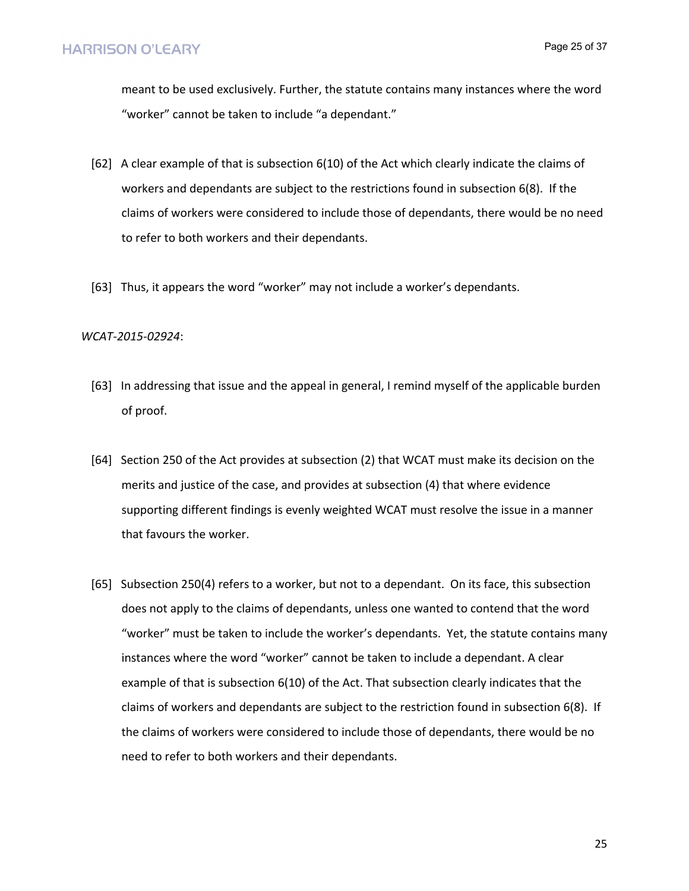meant to be used exclusively. Further, the statute contains many instances where the word "worker" cannot be taken to include "a dependant."

[62] A clear example of that is subsection 6(10) of the Act which clearly indicate the claims of workers and dependants are subject to the restrictions found in subsection 6(8). If the claims of workers were considered to include those of dependants, there would be no need to refer to both workers and their dependants.

[63] Thus, it appears the word "worker" may not include a worker's dependants.

*WCAT-2015-02924*:

[63] In addressing that issue and the appeal in general, I remind myself of the applicable burden of proof.

[64] Section 250 of the Act provides at subsection (2) that WCAT must make its decision on the merits and justice of the case, and provides at subsection (4) that where evidence supporting different findings is evenly weighted WCAT must resolve the issue in a manner that favours the worker.

[65] Subsection 250(4) refers to a worker, but not to a dependant. On its face, this subsection does not apply to the claims of dependants, unless one wanted to contend that the word "worker" must be taken to include the worker's dependants. Yet, the statute contains many instances where the word "worker" cannot be taken to include a dependant. A clear example of that is subsection 6(10) of the Act. That subsection clearly indicates that the claims of workers and dependants are subject to the restriction found in subsection 6(8). If the claims of workers were considered to include those of dependants, there would be no need to refer to both workers and their dependants.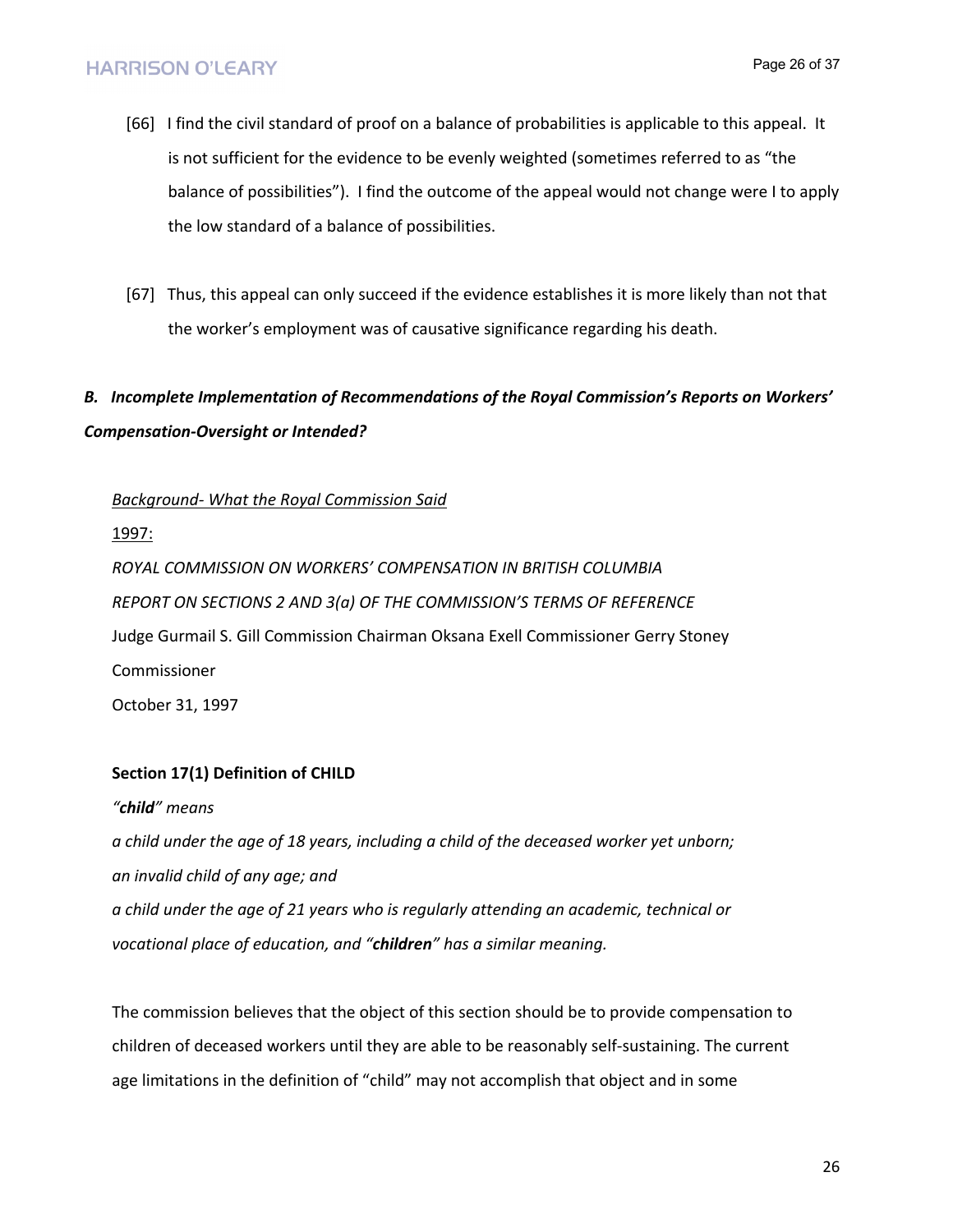[66] I find the civil standard of proof on a balance of probabilities is applicable to this appeal. It is not sufficient for the evidence to be evenly weighted (sometimes referred to as "the balance of possibilities"). I find the outcome of the appeal would not change were I to apply the low standard of a balance of possibilities.

[67] Thus, this appeal can only succeed if the evidence establishes it is more likely than not that the worker's employment was of causative significance regarding his death.

### *B. Incomplete Implementation of Recommendations of the Royal Commission's Reports on Workers' Compensation-Oversight or Intended?*

<u>*Background- What the Royal Commission Said*</u>

<u>1997:</u>

*ROYAL COMMISSION ON WORKERS' COMPENSATION IN BRITISH COLUMBIA*

*REPORT ON SECTIONS 2 AND 3(a) OF THE COMMISSION'S TERMS OF REFERENCE*

Judge Gurmail S. Gill Commission Chairman Oksana Exell Commissioner Gerry Stoney Commissioner

October 31, 1997

**Section 17(1) Definition of CHILD**

*"**child**" means*

*a child under the age of 18 years, including a child of the deceased worker yet unborn;*

*an invalid child of any age; and*

*a child under the age of 21 years who is regularly attending an academic, technical or vocational place of education, and "**children**" has a similar meaning.*

The commission believes that the object of this section should be to provide compensation to children of deceased workers until they are able to be reasonably self-sustaining. The current age limitations in the definition of "child" may not accomplish that object and in some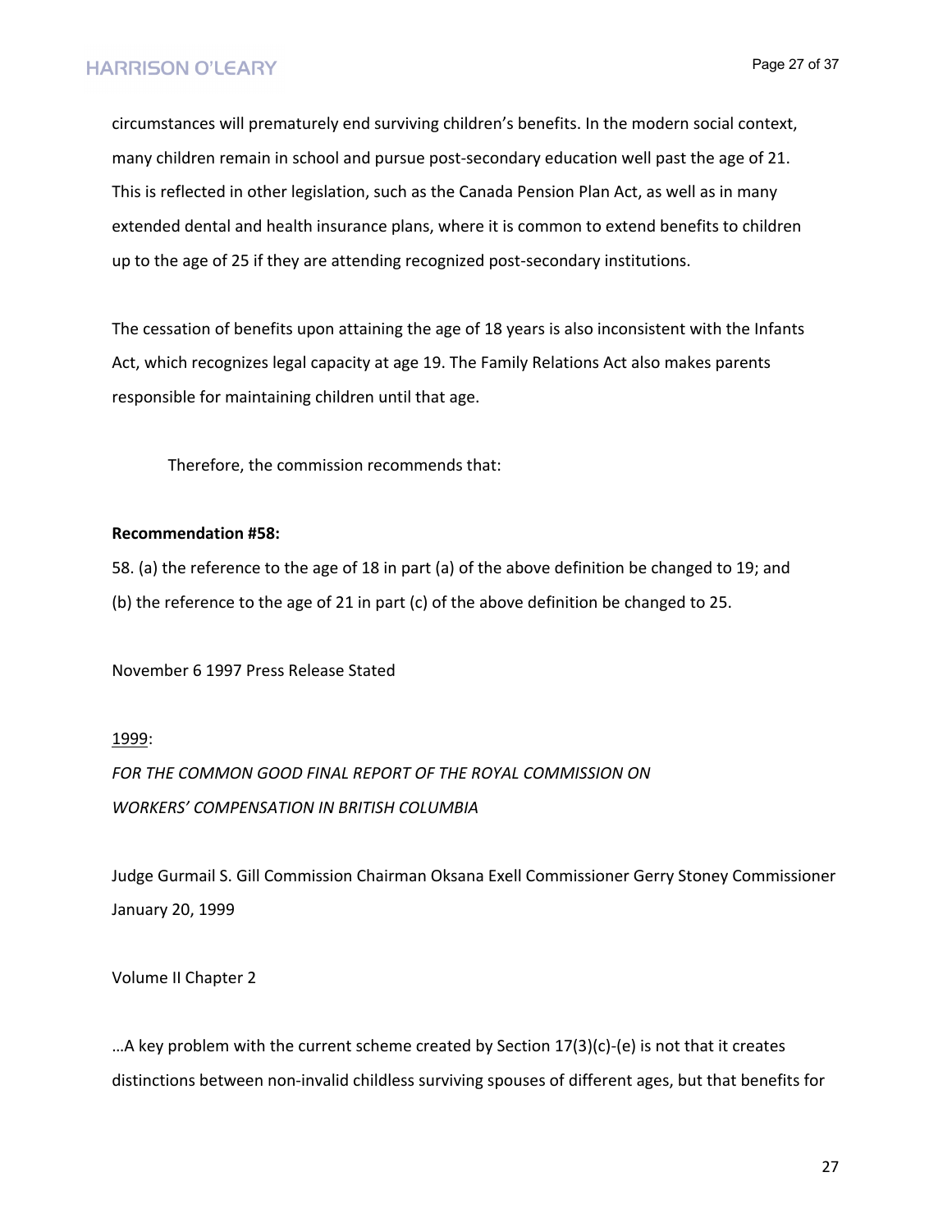circumstances will prematurely end surviving children's benefits. In the modern social context, many children remain in school and pursue post-secondary education well past the age of 21. This is reflected in other legislation, such as the Canada Pension Plan Act, as well as in many extended dental and health insurance plans, where it is common to extend benefits to children up to the age of 25 if they are attending recognized post-secondary institutions.

The cessation of benefits upon attaining the age of 18 years is also inconsistent with the Infants Act, which recognizes legal capacity at age 19. The Family Relations Act also makes parents responsible for maintaining children until that age.

Therefore, the commission recommends that:

**Recommendation #58:**

58. (a) the reference to the age of 18 in part (a) of the above definition be changed to 19; and (b) the reference to the age of 21 in part (c) of the above definition be changed to 25.

November 6 1997 Press Release Stated

<u>1999</u>:

*FOR THE COMMON GOOD FINAL REPORT OF THE ROYAL COMMISSION ON WORKERS' COMPENSATION IN BRITISH COLUMBIA*

Judge Gurmail S. Gill Commission Chairman Oksana Exell Commissioner Gerry Stoney Commissioner January 20, 1999

Volume II Chapter 2

…A key problem with the current scheme created by Section 17(3)(c)-(e) is not that it creates distinctions between non-invalid childless surviving spouses of different ages, but that benefits for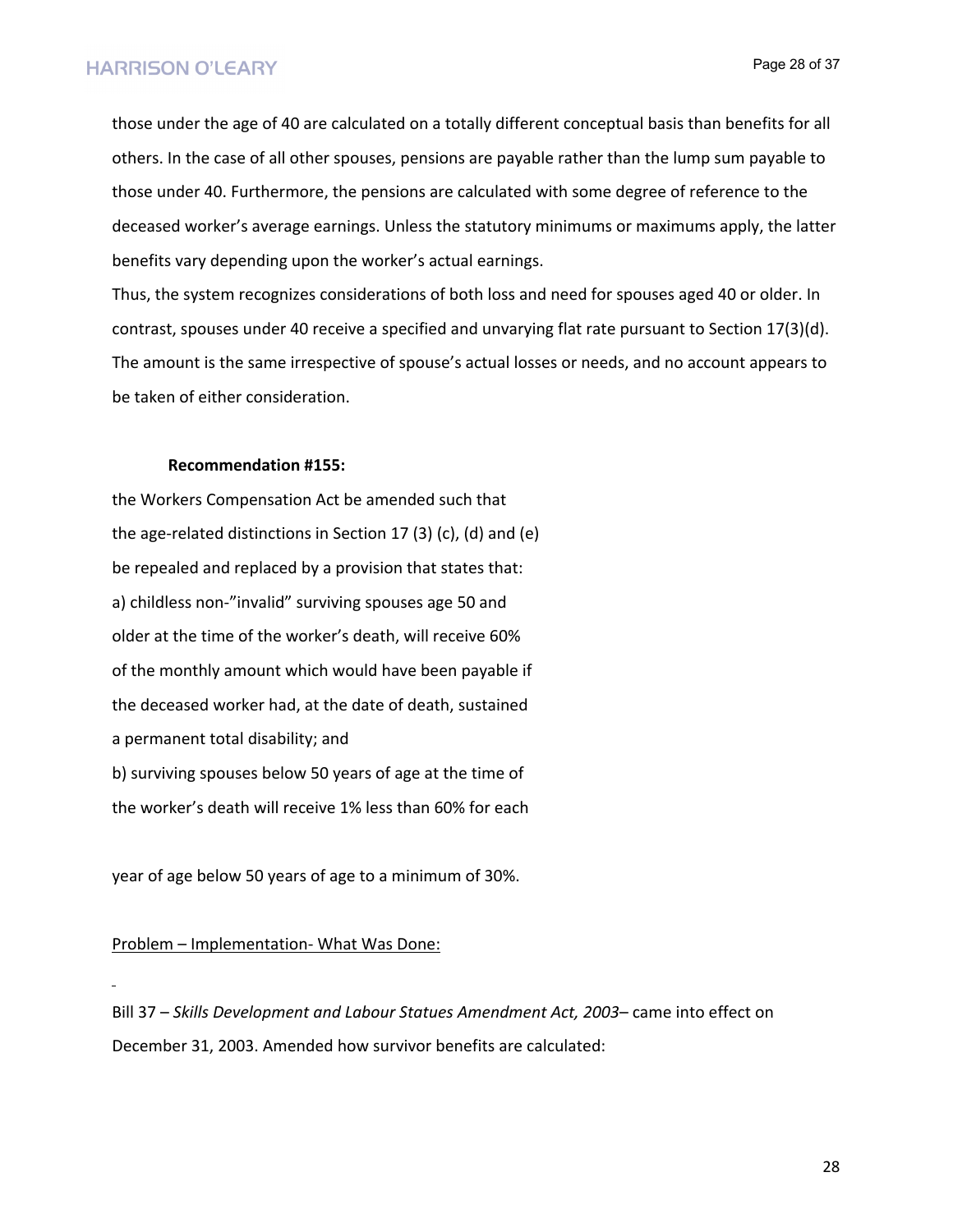those under the age of 40 are calculated on a totally different conceptual basis than benefits for all others. In the case of all other spouses, pensions are payable rather than the lump sum payable to those under 40. Furthermore, the pensions are calculated with some degree of reference to the deceased worker's average earnings. Unless the statutory minimums or maximums apply, the latter benefits vary depending upon the worker's actual earnings.

Thus, the system recognizes considerations of both loss and need for spouses aged 40 or older. In contrast, spouses under 40 receive a specified and unvarying flat rate pursuant to Section 17(3)(d). The amount is the same irrespective of spouse's actual losses or needs, and no account appears to be taken of either consideration.

**Recommendation #155:**

the Workers Compensation Act be amended such that the age-related distinctions in Section 17 (3) (c), (d) and (e) be repealed and replaced by a provision that states that:

a) childless non-"invalid" surviving spouses age 50 and older at the time of the worker's death, will receive 60% of the monthly amount which would have been payable if the deceased worker had, at the date of death, sustained a permanent total disability; and

b) surviving spouses below 50 years of age at the time of the worker's death will receive 1% less than 60% for each year of age below 50 years of age to a minimum of 30%.

<u>Problem – Implementation- What Was Done:</u>

Bill 37 – *Skills Development and Labour Statues Amendment Act, 2003*– came into effect on December 31, 2003. Amended how survivor benefits are calculated: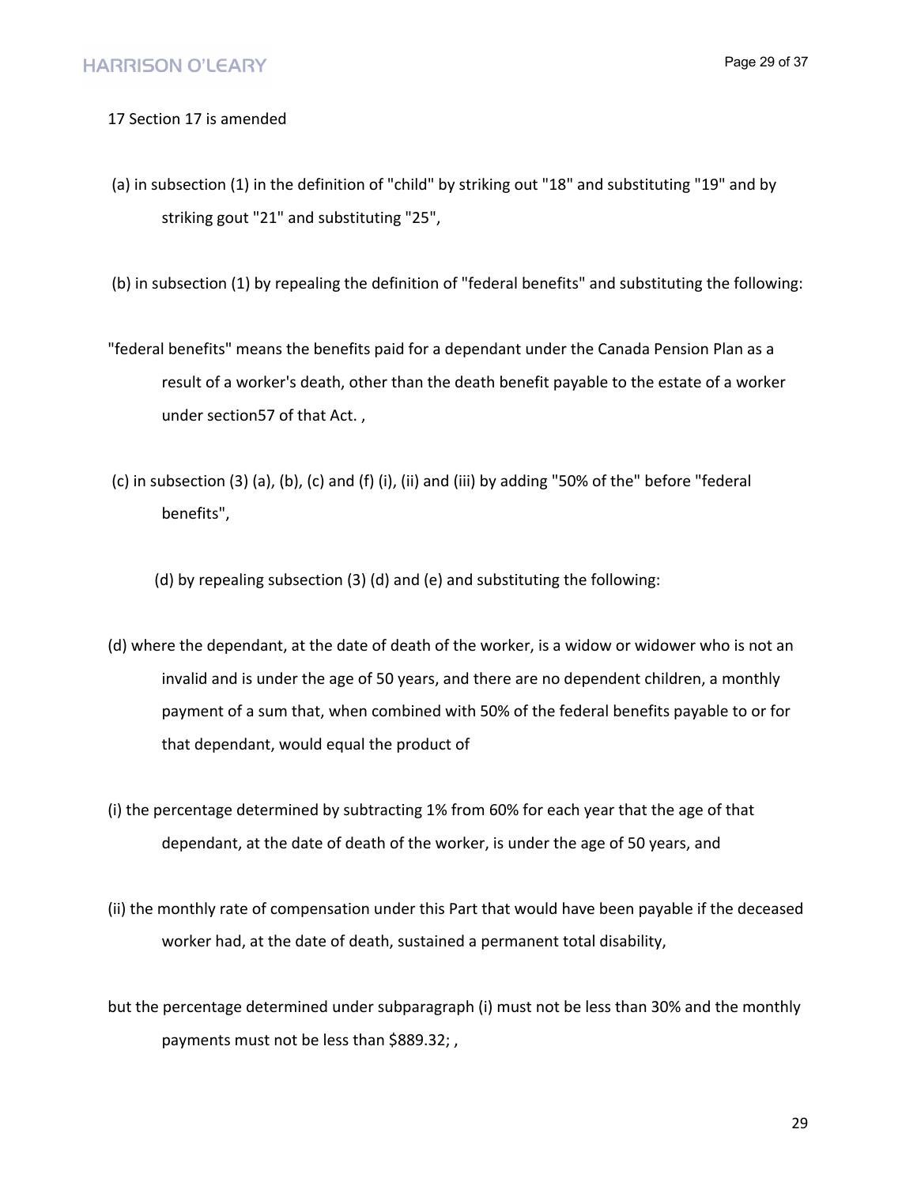17 Section 17 is amended

(a) in subsection (1) in the definition of "child" by striking out "18" and substituting "19" and by striking gout "21" and substituting "25",

(b) in subsection (1) by repealing the definition of "federal benefits" and substituting the following:

"federal benefits" means the benefits paid for a dependant under the Canada Pension Plan as a result of a worker's death, other than the death benefit payable to the estate of a worker under section57 of that Act. ,

(c) in subsection (3) (a), (b), (c) and (f) (i), (ii) and (iii) by adding "50% of the" before "federal benefits",

(d) by repealing subsection (3) (d) and (e) and substituting the following:

(d) where the dependant, at the date of death of the worker, is a widow or widower who is not an invalid and is under the age of 50 years, and there are no dependent children, a monthly payment of a sum that, when combined with 50% of the federal benefits payable to or for that dependant, would equal the product of

(i) the percentage determined by subtracting 1% from 60% for each year that the age of that dependant, at the date of death of the worker, is under the age of 50 years, and

(ii) the monthly rate of compensation under this Part that would have been payable if the deceased worker had, at the date of death, sustained a permanent total disability,

but the percentage determined under subparagraph (i) must not be less than 30% and the monthly payments must not be less than $889.32; ,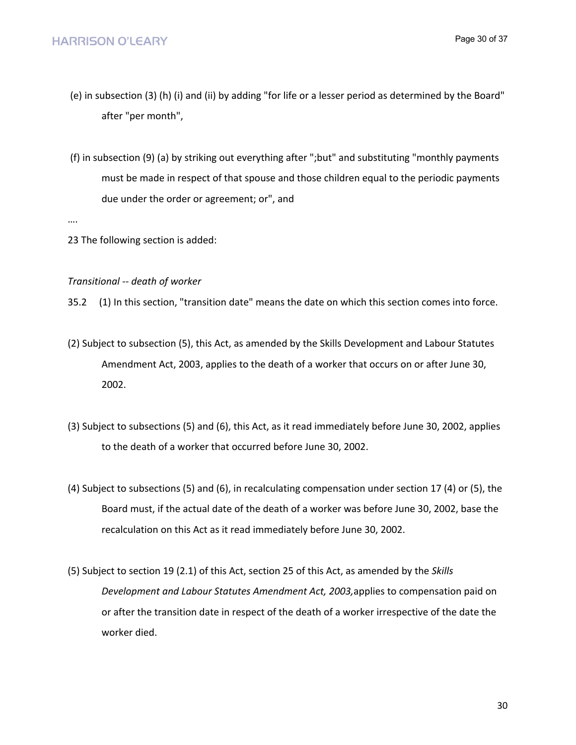(e) in subsection (3) (h) (i) and (ii) by adding "for life or a lesser period as determined by the Board" after "per month",

(f) in subsection (9) (a) by striking out everything after ";but" and substituting "monthly payments must be made in respect of that spouse and those children equal to the periodic payments due under the order or agreement; or", and

….

23 The following section is added:

*Transitional -- death of worker*

35.2 (1) In this section, "transition date" means the date on which this section comes into force.

(2) Subject to subsection (5), this Act, as amended by the Skills Development and Labour Statutes Amendment Act, 2003, applies to the death of a worker that occurs on or after June 30, 2002.

(3) Subject to subsections (5) and (6), this Act, as it read immediately before June 30, 2002, applies to the death of a worker that occurred before June 30, 2002.

(4) Subject to subsections (5) and (6), in recalculating compensation under section 17 (4) or (5), the Board must, if the actual date of the death of a worker was before June 30, 2002, base the recalculation on this Act as it read immediately before June 30, 2002.

(5) Subject to section 19 (2.1) of this Act, section 25 of this Act, as amended by the *Skills Development and Labour Statutes Amendment Act, 2003,* applies to compensation paid on or after the transition date in respect of the death of a worker irrespective of the date the worker died.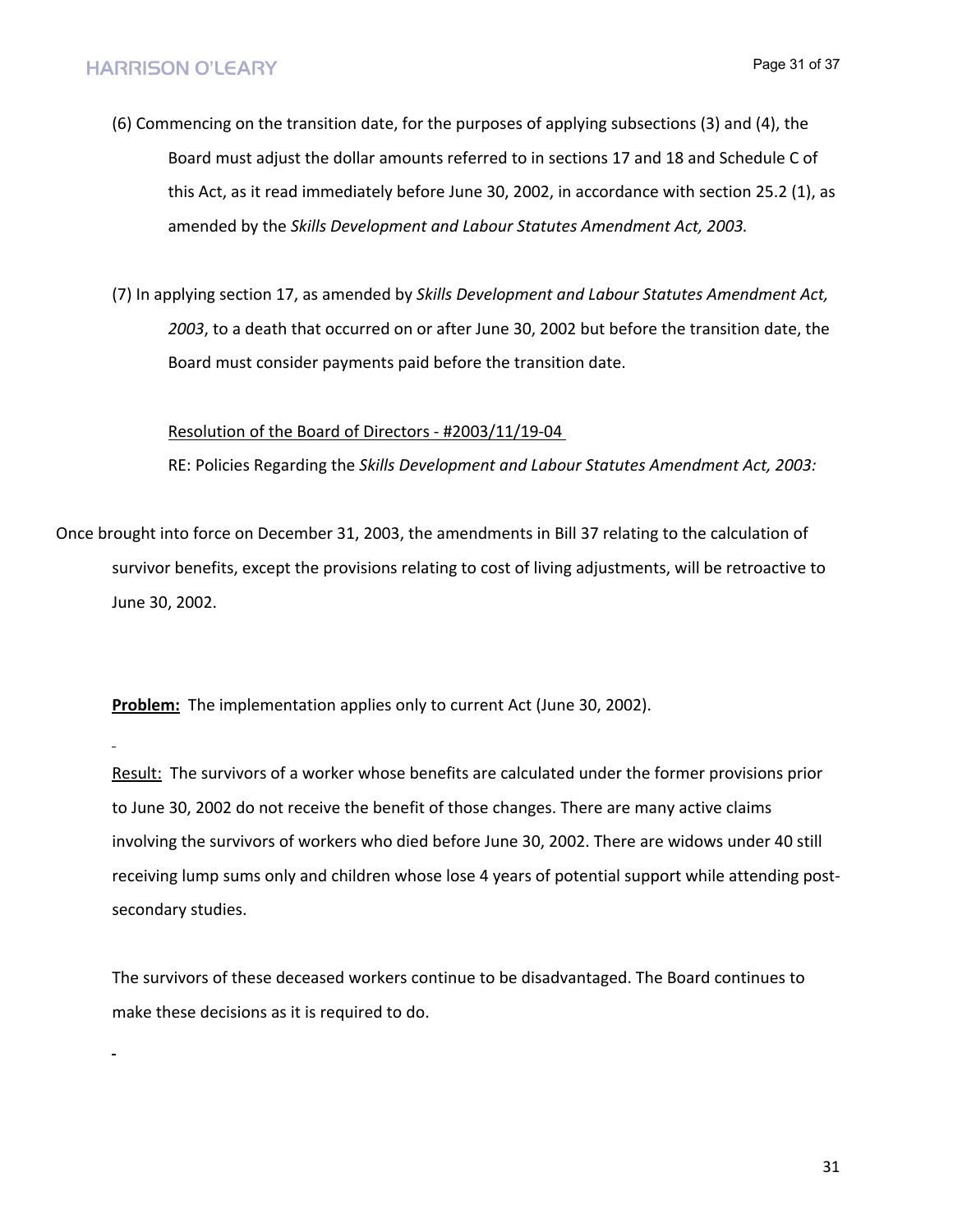(6) Commencing on the transition date, for the purposes of applying subsections (3) and (4), the Board must adjust the dollar amounts referred to in sections 17 and 18 and Schedule C of this Act, as it read immediately before June 30, 2002, in accordance with section 25.2 (1), as amended by the *Skills Development and Labour Statutes Amendment Act, 2003.*

(7) In applying section 17, as amended by *Skills Development and Labour Statutes Amendment Act, 2003*, to a death that occurred on or after June 30, 2002 but before the transition date, the Board must consider payments paid before the transition date.

<u>Resolution of the Board of Directors - #2003/11/19-04</u>

RE: Policies Regarding the *Skills Development and Labour Statutes Amendment Act, 2003:*

Once brought into force on December 31, 2003, the amendments in Bill 37 relating to the calculation of survivor benefits, except the provisions relating to cost of living adjustments, will be retroactive to June 30, 2002.

**<u>Problem:</u>** The implementation applies only to current Act (June 30, 2002).

<u>Result:</u> The survivors of a worker whose benefits are calculated under the former provisions prior to June 30, 2002 do not receive the benefit of those changes. There are many active claims involving the survivors of workers who died before June 30, 2002. There are widows under 40 still receiving lump sums only and children whose lose 4 years of potential support while attending post-secondary studies.

The survivors of these deceased workers continue to be disadvantaged. The Board continues to make these decisions as it is required to do.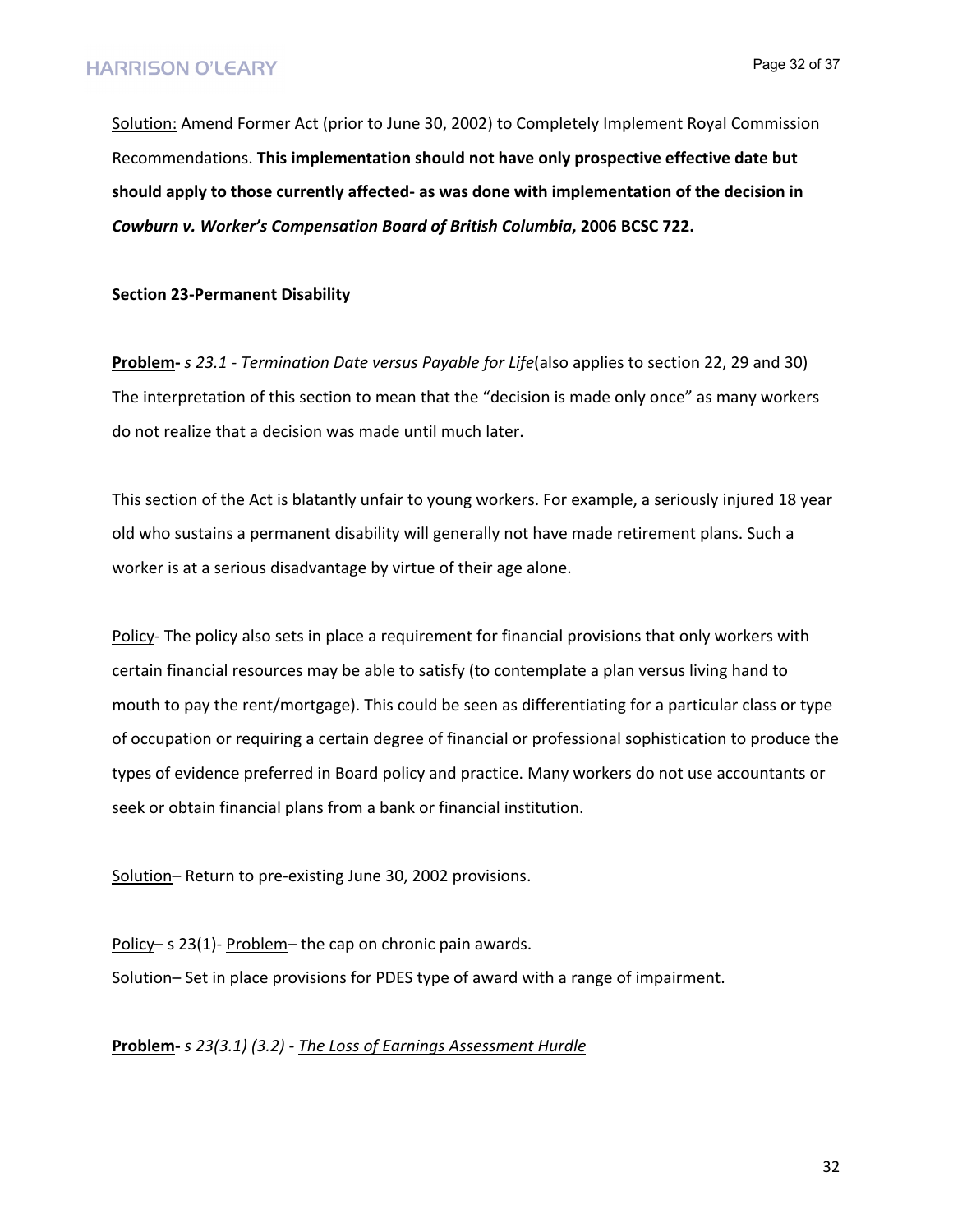<u>Solution:</u> Amend Former Act (prior to June 30, 2002) to Completely Implement Royal Commission Recommendations. **This implementation should not have only prospective effective date but should apply to those currently affected- as was done with implementation of the decision in *Cowburn v. Worker's Compensation Board of British Columbia*, 2006 BCSC 722.**

**Section 23-Permanent Disability**

**<u>Problem</u>-** *s 23.1 - Termination Date versus Payable for Life*(also applies to section 22, 29 and 30) The interpretation of this section to mean that the "decision is made only once" as many workers do not realize that a decision was made until much later.

This section of the Act is blatantly unfair to young workers. For example, a seriously injured 18 year old who sustains a permanent disability will generally not have made retirement plans. Such a worker is at a serious disadvantage by virtue of their age alone.

<u>Policy</u>- The policy also sets in place a requirement for financial provisions that only workers with certain financial resources may be able to satisfy (to contemplate a plan versus living hand to mouth to pay the rent/mortgage). This could be seen as differentiating for a particular class or type of occupation or requiring a certain degree of financial or professional sophistication to produce the types of evidence preferred in Board policy and practice. Many workers do not use accountants or seek or obtain financial plans from a bank or financial institution.

<u>Solution</u>– Return to pre-existing June 30, 2002 provisions.

<u>Policy</u>– s 23(1)- <u>Problem</u>– the cap on chronic pain awards.
<u>Solution</u>– Set in place provisions for PDES type of award with a range of impairment.

**<u>Problem</u>-** *s 23(3.1) (3.2) - <u>The Loss of Earnings Assessment Hurdle</u>*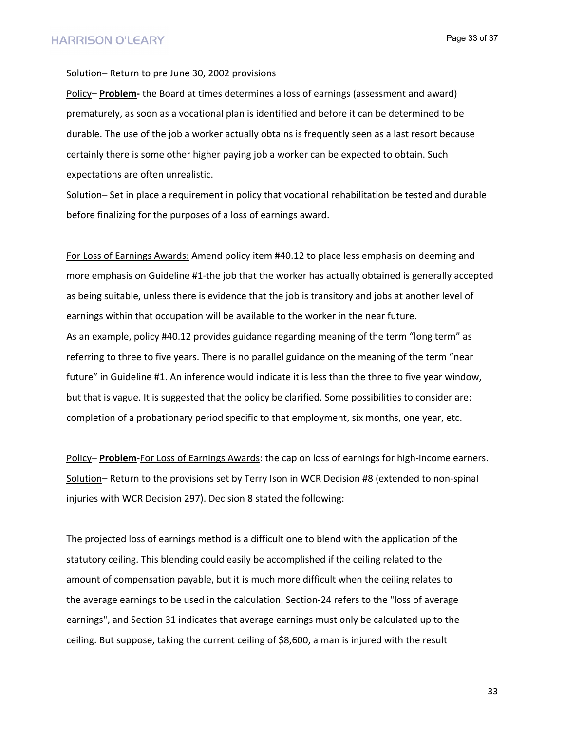<u>Solution</u>– Return to pre June 30, 2002 provisions

<u>Policy</u>– **<u>Problem</u>-** the Board at times determines a loss of earnings (assessment and award) prematurely, as soon as a vocational plan is identified and before it can be determined to be durable. The use of the job a worker actually obtains is frequently seen as a last resort because certainly there is some other higher paying job a worker can be expected to obtain. Such expectations are often unrealistic.

<u>Solution</u>– Set in place a requirement in policy that vocational rehabilitation be tested and durable before finalizing for the purposes of a loss of earnings award.

<u>For Loss of Earnings Awards:</u> Amend policy item #40.12 to place less emphasis on deeming and more emphasis on Guideline #1-the job that the worker has actually obtained is generally accepted as being suitable, unless there is evidence that the job is transitory and jobs at another level of earnings within that occupation will be available to the worker in the near future.

As an example, policy #40.12 provides guidance regarding meaning of the term "long term" as referring to three to five years. There is no parallel guidance on the meaning of the term "near future" in Guideline #1. An inference would indicate it is less than the three to five year window, but that is vague. It is suggested that the policy be clarified. Some possibilities to consider are: completion of a probationary period specific to that employment, six months, one year, etc.

<u>Policy</u>– **<u>Problem</u>-**<u>For Loss of Earnings Awards</u>: the cap on loss of earnings for high-income earners.

<u>Solution</u>– Return to the provisions set by Terry Ison in WCR Decision #8 (extended to non-spinal injuries with WCR Decision 297). Decision 8 stated the following:

The projected loss of earnings method is a difficult one to blend with the application of the statutory ceiling. This blending could easily be accomplished if the ceiling related to the amount of compensation payable, but it is much more difficult when the ceiling relates to the average earnings to be used in the calculation. Section-24 refers to the "loss of average earnings", and Section 31 indicates that average earnings must only be calculated up to the ceiling. But suppose, taking the current ceiling of $8,600, a man is injured with the result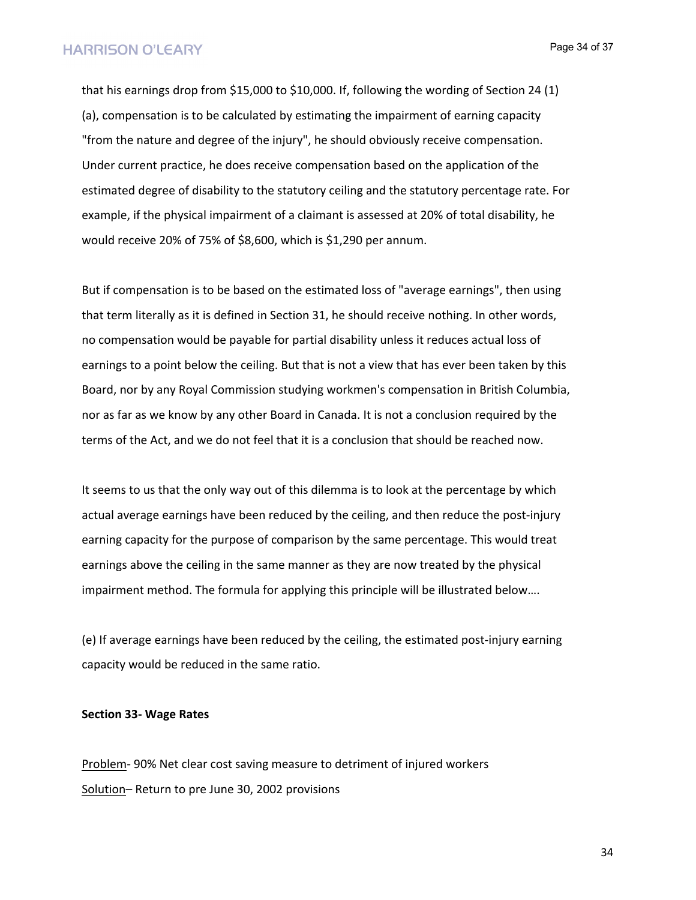that his earnings drop from $15,000 to $10,000. If, following the wording of Section 24 (1) (a), compensation is to be calculated by estimating the impairment of earning capacity "from the nature and degree of the injury", he should obviously receive compensation. Under current practice, he does receive compensation based on the application of the estimated degree of disability to the statutory ceiling and the statutory percentage rate. For example, if the physical impairment of a claimant is assessed at 20% of total disability, he would receive 20% of 75% of $8,600, which is $1,290 per annum.

But if compensation is to be based on the estimated loss of "average earnings", then using that term literally as it is defined in Section 31, he should receive nothing. In other words, no compensation would be payable for partial disability unless it reduces actual loss of earnings to a point below the ceiling. But that is not a view that has ever been taken by this Board, nor by any Royal Commission studying workmen's compensation in British Columbia, nor as far as we know by any other Board in Canada. It is not a conclusion required by the terms of the Act, and we do not feel that it is a conclusion that should be reached now.

It seems to us that the only way out of this dilemma is to look at the percentage by which actual average earnings have been reduced by the ceiling, and then reduce the post-injury earning capacity for the purpose of comparison by the same percentage. This would treat earnings above the ceiling in the same manner as they are now treated by the physical impairment method. The formula for applying this principle will be illustrated below….

(e) If average earnings have been reduced by the ceiling, the estimated post-injury earning capacity would be reduced in the same ratio.

**Section 33- Wage Rates**

<u>Problem</u>- 90% Net clear cost saving measure to detriment of injured workers
<u>Solution</u>– Return to pre June 30, 2002 provisions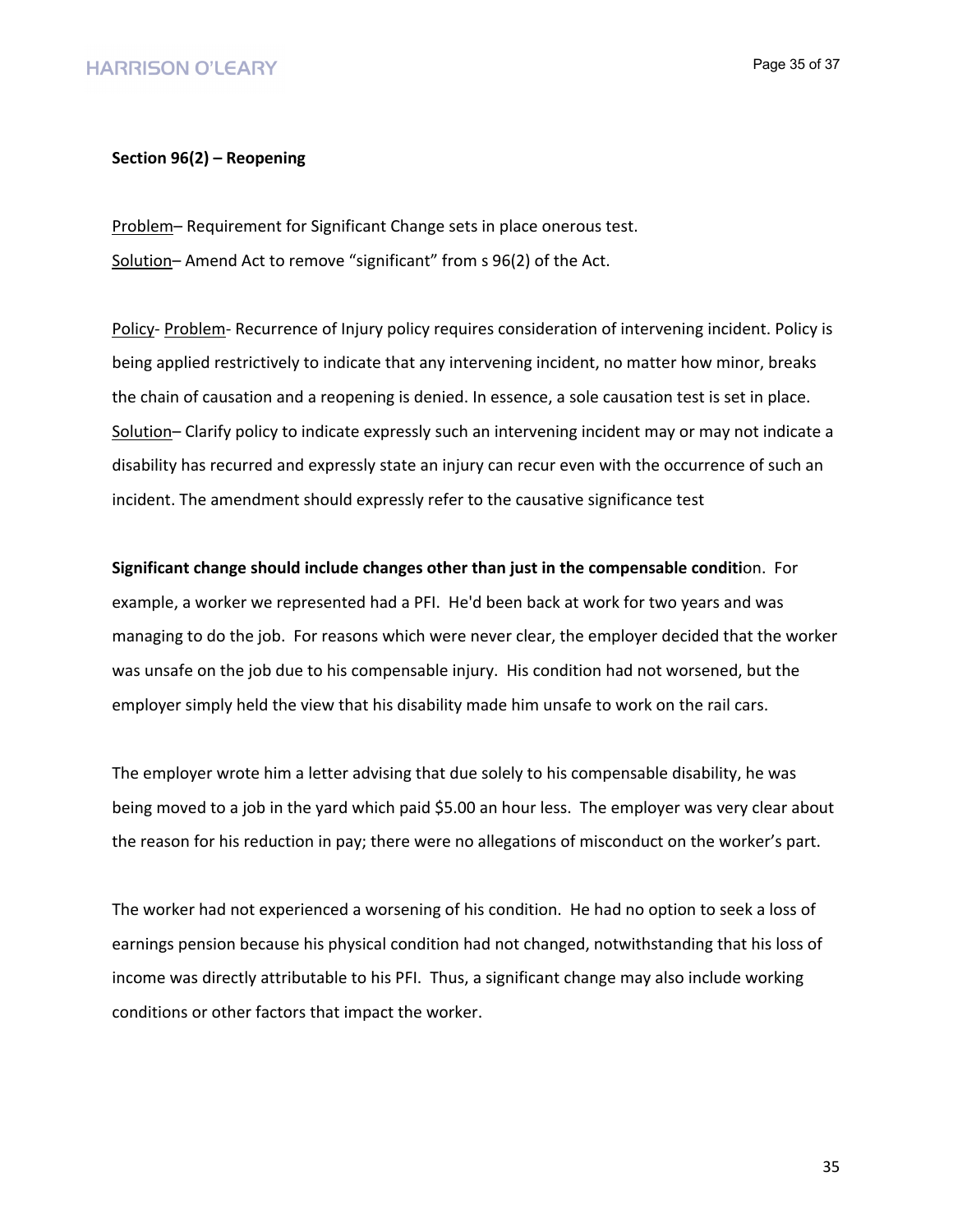**Section 96(2) – Reopening**

Problem– Requirement for Significant Change sets in place onerous test.

Solution– Amend Act to remove "significant" from s 96(2) of the Act.

Policy- Problem- Recurrence of Injury policy requires consideration of intervening incident. Policy is being applied restrictively to indicate that any intervening incident, no matter how minor, breaks the chain of causation and a reopening is denied. In essence, a sole causation test is set in place.

Solution– Clarify policy to indicate expressly such an intervening incident may or may not indicate a disability has recurred and expressly state an injury can recur even with the occurrence of such an incident. The amendment should expressly refer to the causative significance test

**Significant change should include changes other than just in the compensable conditi**on. For example, a worker we represented had a PFI. He'd been back at work for two years and was managing to do the job. For reasons which were never clear, the employer decided that the worker was unsafe on the job due to his compensable injury. His condition had not worsened, but the employer simply held the view that his disability made him unsafe to work on the rail cars.

The employer wrote him a letter advising that due solely to his compensable disability, he was being moved to a job in the yard which paid $5.00 an hour less. The employer was very clear about the reason for his reduction in pay; there were no allegations of misconduct on the worker's part.

The worker had not experienced a worsening of his condition. He had no option to seek a loss of earnings pension because his physical condition had not changed, notwithstanding that his loss of income was directly attributable to his PFI. Thus, a significant change may also include working conditions or other factors that impact the worker.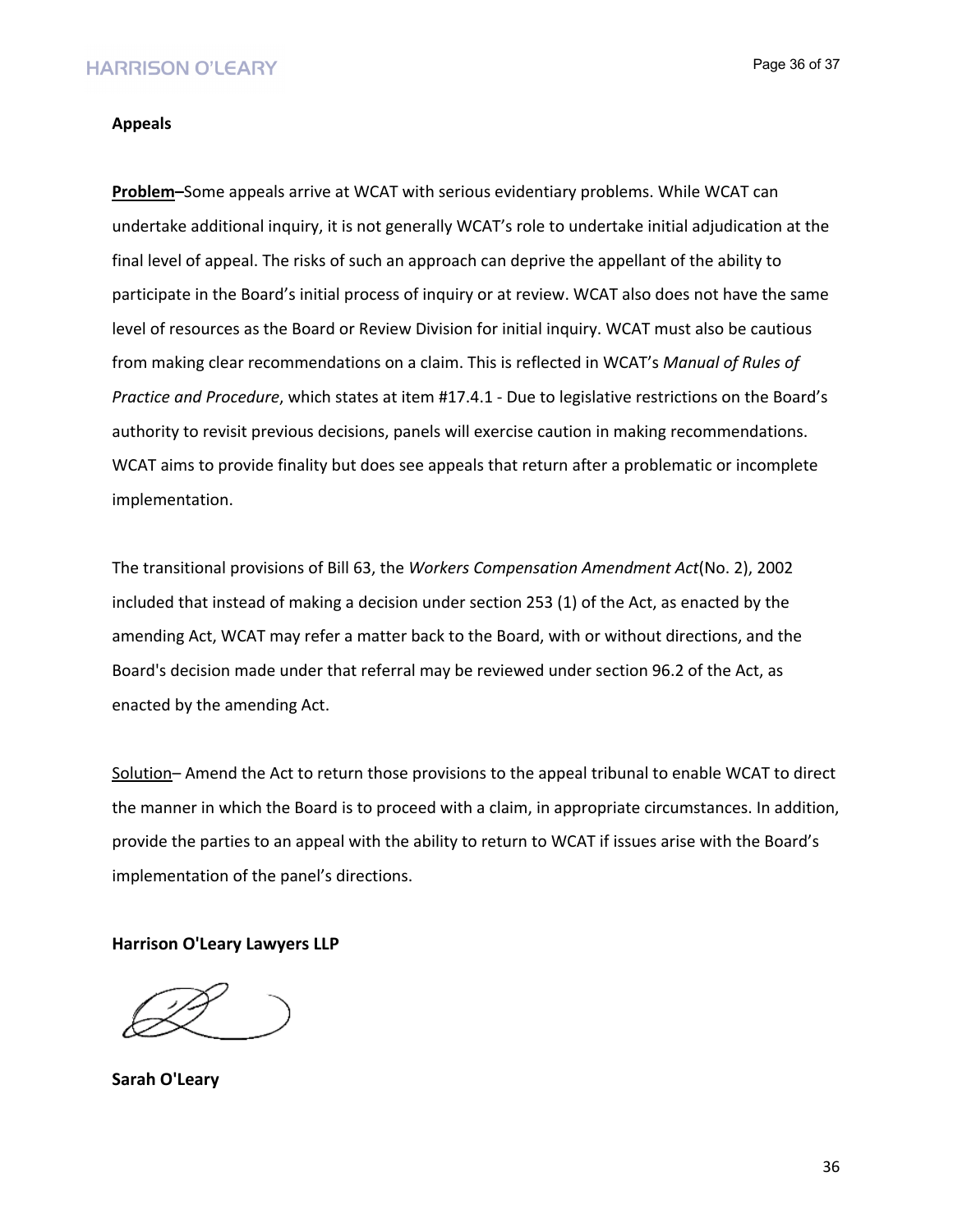**Appeals**

**Problem**–Some appeals arrive at WCAT with serious evidentiary problems. While WCAT can undertake additional inquiry, it is not generally WCAT's role to undertake initial adjudication at the final level of appeal. The risks of such an approach can deprive the appellant of the ability to participate in the Board's initial process of inquiry or at review. WCAT also does not have the same level of resources as the Board or Review Division for initial inquiry. WCAT must also be cautious from making clear recommendations on a claim. This is reflected in WCAT's *Manual of Rules of Practice and Procedure*, which states at item #17.4.1 - Due to legislative restrictions on the Board's authority to revisit previous decisions, panels will exercise caution in making recommendations. WCAT aims to provide finality but does see appeals that return after a problematic or incomplete implementation.

The transitional provisions of Bill 63, the *Workers Compensation Amendment Act*(No. 2), 2002 included that instead of making a decision under section 253 (1) of the Act, as enacted by the amending Act, WCAT may refer a matter back to the Board, with or without directions, and the Board's decision made under that referral may be reviewed under section 96.2 of the Act, as enacted by the amending Act.

Solution– Amend the Act to return those provisions to the appeal tribunal to enable WCAT to direct the manner in which the Board is to proceed with a claim, in appropriate circumstances. In addition, provide the parties to an appeal with the ability to return to WCAT if issues arise with the Board's implementation of the panel's directions.

**Harrison O'Leary Lawyers LLP**

**Sarah O'Leary**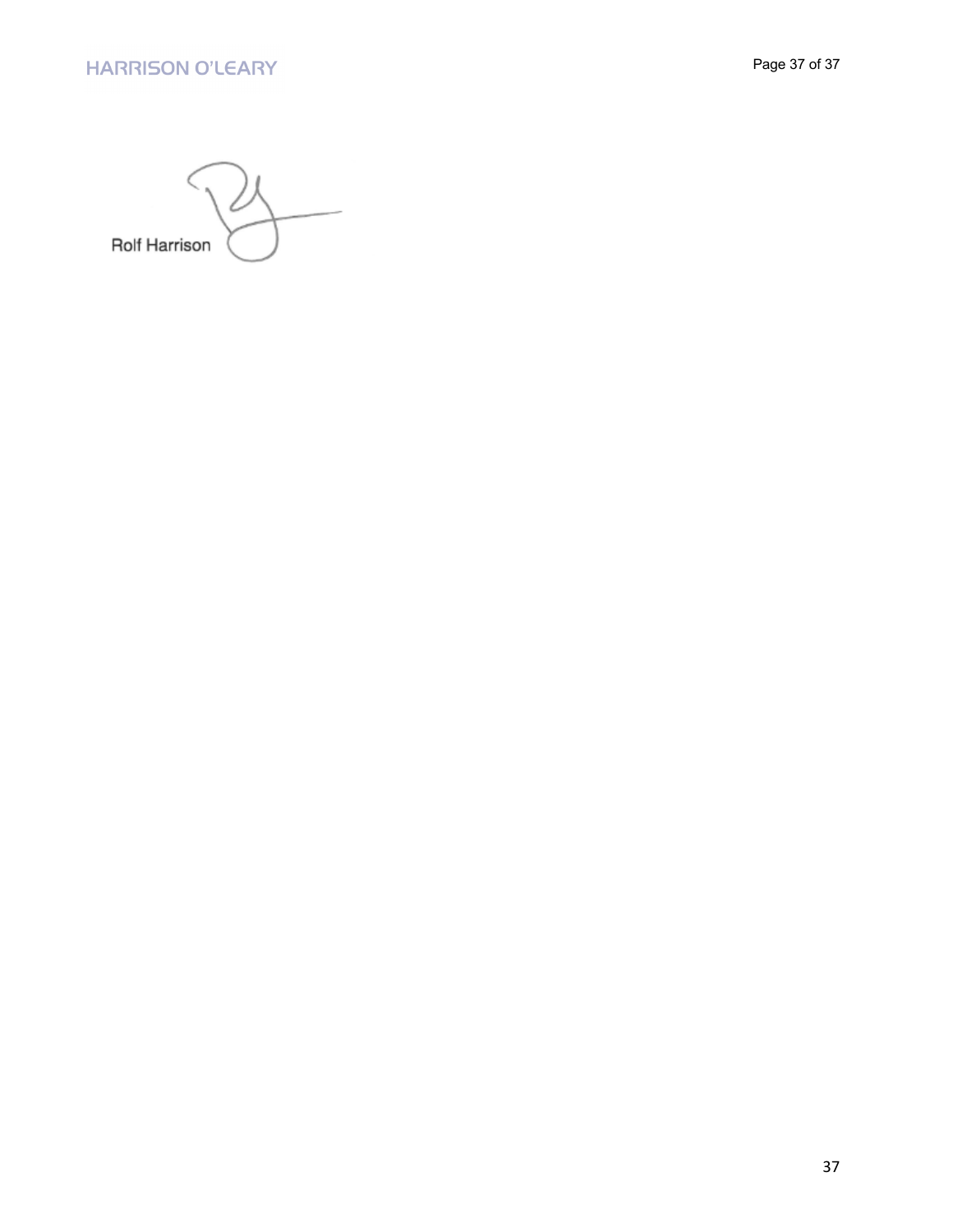Rolf Harrison